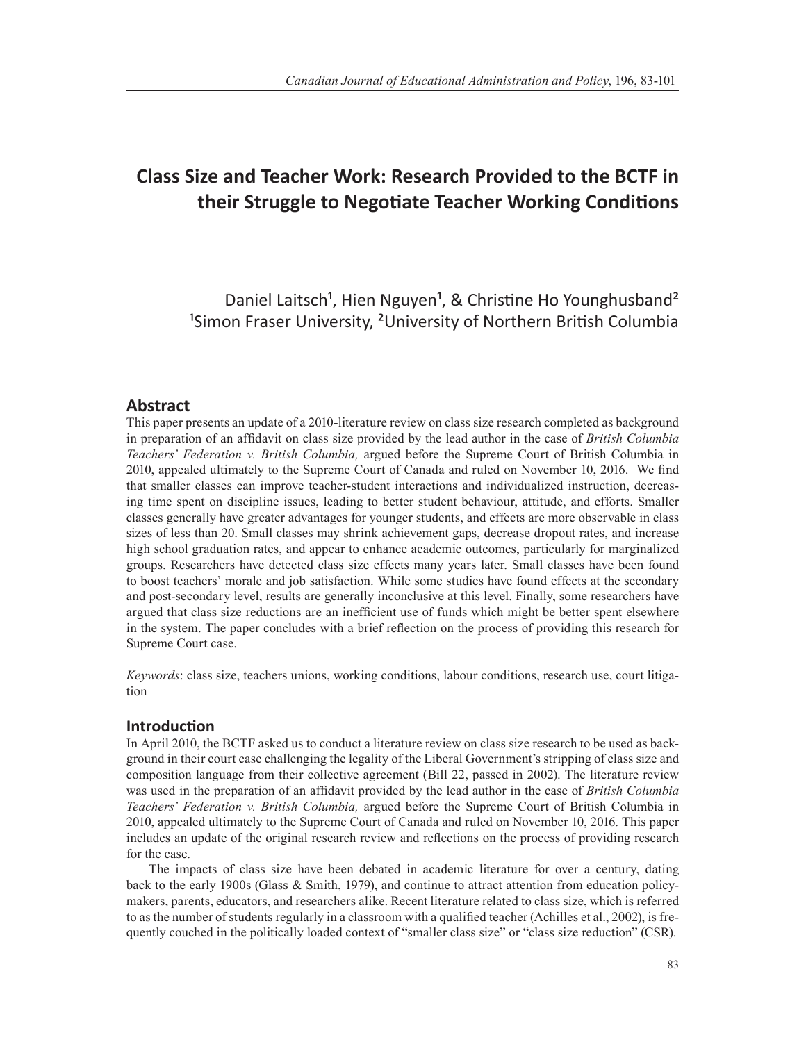# Class Size and Teacher Work: Research Provided to the BCTF in their Struggle to Negotiate Teacher Working Conditions

Daniel Laitsch[1], Hien Nguyen[1], & Christine Ho Younghusband[2]
[1]Simon Fraser University, [2]University of Northern British Columbia

## Abstract

This paper presents an update of a 2010-literature review on class size research completed as background in preparation of an affidavit on class size provided by the lead author in the case of *British Columbia Teachers' Federation v. British Columbia,* argued before the Supreme Court of British Columbia in 2010, appealed ultimately to the Supreme Court of Canada and ruled on November 10, 2016. We find that smaller classes can improve teacher-student interactions and individualized instruction, decreasing time spent on discipline issues, leading to better student behaviour, attitude, and efforts. Smaller classes generally have greater advantages for younger students, and effects are more observable in class sizes of less than 20. Small classes may shrink achievement gaps, decrease dropout rates, and increase high school graduation rates, and appear to enhance academic outcomes, particularly for marginalized groups. Researchers have detected class size effects many years later. Small classes have been found to boost teachers' morale and job satisfaction. While some studies have found effects at the secondary and post-secondary level, results are generally inconclusive at this level. Finally, some researchers have argued that class size reductions are an inefficient use of funds which might be better spent elsewhere in the system. The paper concludes with a brief reflection on the process of providing this research for Supreme Court case.

*Keywords*: class size, teachers unions, working conditions, labour conditions, research use, court litigation

## Introduction

In April 2010, the BCTF asked us to conduct a literature review on class size research to be used as background in their court case challenging the legality of the Liberal Government's stripping of class size and composition language from their collective agreement (Bill 22, passed in 2002). The literature review was used in the preparation of an affidavit provided by the lead author in the case of *British Columbia Teachers' Federation v. British Columbia,* argued before the Supreme Court of British Columbia in 2010, appealed ultimately to the Supreme Court of Canada and ruled on November 10, 2016. This paper includes an update of the original research review and reflections on the process of providing research for the case.

The impacts of class size have been debated in academic literature for over a century, dating back to the early 1900s (Glass & Smith, 1979), and continue to attract attention from education policymakers, parents, educators, and researchers alike. Recent literature related to class size, which is referred to as the number of students regularly in a classroom with a qualified teacher (Achilles et al., 2002), is frequently couched in the politically loaded context of "smaller class size" or "class size reduction" (CSR).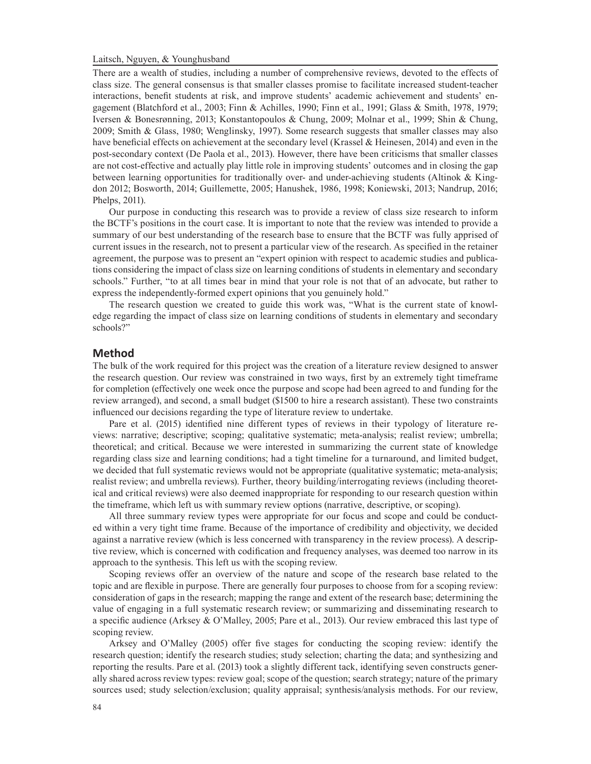There are a wealth of studies, including a number of comprehensive reviews, devoted to the effects of class size. The general consensus is that smaller classes promise to facilitate increased student-teacher interactions, benefit students at risk, and improve students' academic achievement and students' engagement (Blatchford et al., 2003; Finn & Achilles, 1990; Finn et al., 1991; Glass & Smith, 1978, 1979; Iversen & Bonesrønning, 2013; Konstantopoulos & Chung, 2009; Molnar et al., 1999; Shin & Chung, 2009; Smith & Glass, 1980; Wenglinsky, 1997). Some research suggests that smaller classes may also have beneficial effects on achievement at the secondary level (Krassel & Heinesen, 2014) and even in the post-secondary context (De Paola et al., 2013). However, there have been criticisms that smaller classes are not cost-effective and actually play little role in improving students' outcomes and in closing the gap between learning opportunities for traditionally over- and under-achieving students (Altinok & Kingdon 2012; Bosworth, 2014; Guillemette, 2005; Hanushek, 1986, 1998; Koniewski, 2013; Nandrup, 2016; Phelps, 2011).

Our purpose in conducting this research was to provide a review of class size research to inform the BCTF's positions in the court case. It is important to note that the review was intended to provide a summary of our best understanding of the research base to ensure that the BCTF was fully apprised of current issues in the research, not to present a particular view of the research. As specified in the retainer agreement, the purpose was to present an "expert opinion with respect to academic studies and publications considering the impact of class size on learning conditions of students in elementary and secondary schools." Further, "to at all times bear in mind that your role is not that of an advocate, but rather to express the independently-formed expert opinions that you genuinely hold."

The research question we created to guide this work was, "What is the current state of knowledge regarding the impact of class size on learning conditions of students in elementary and secondary schools?"

## Method

The bulk of the work required for this project was the creation of a literature review designed to answer the research question. Our review was constrained in two ways, first by an extremely tight timeframe for completion (effectively one week once the purpose and scope had been agreed to and funding for the review arranged), and second, a small budget ($1500 to hire a research assistant). These two constraints influenced our decisions regarding the type of literature review to undertake.

Pare et al. (2015) identified nine different types of reviews in their typology of literature reviews: narrative; descriptive; scoping; qualitative systematic; meta-analysis; realist review; umbrella; theoretical; and critical. Because we were interested in summarizing the current state of knowledge regarding class size and learning conditions; had a tight timeline for a turnaround, and limited budget, we decided that full systematic reviews would not be appropriate (qualitative systematic; meta-analysis; realist review; and umbrella reviews). Further, theory building/interrogating reviews (including theoretical and critical reviews) were also deemed inappropriate for responding to our research question within the timeframe, which left us with summary review options (narrative, descriptive, or scoping).

All three summary review types were appropriate for our focus and scope and could be conducted within a very tight time frame. Because of the importance of credibility and objectivity, we decided against a narrative review (which is less concerned with transparency in the review process). A descriptive review, which is concerned with codification and frequency analyses, was deemed too narrow in its approach to the synthesis. This left us with the scoping review.

Scoping reviews offer an overview of the nature and scope of the research base related to the topic and are flexible in purpose. There are generally four purposes to choose from for a scoping review: consideration of gaps in the research; mapping the range and extent of the research base; determining the value of engaging in a full systematic research review; or summarizing and disseminating research to a specific audience (Arksey & O'Malley, 2005; Pare et al., 2013). Our review embraced this last type of scoping review.

Arksey and O'Malley (2005) offer five stages for conducting the scoping review: identify the research question; identify the research studies; study selection; charting the data; and synthesizing and reporting the results. Pare et al. (2013) took a slightly different tack, identifying seven constructs generally shared across review types: review goal; scope of the question; search strategy; nature of the primary sources used; study selection/exclusion; quality appraisal; synthesis/analysis methods. For our review,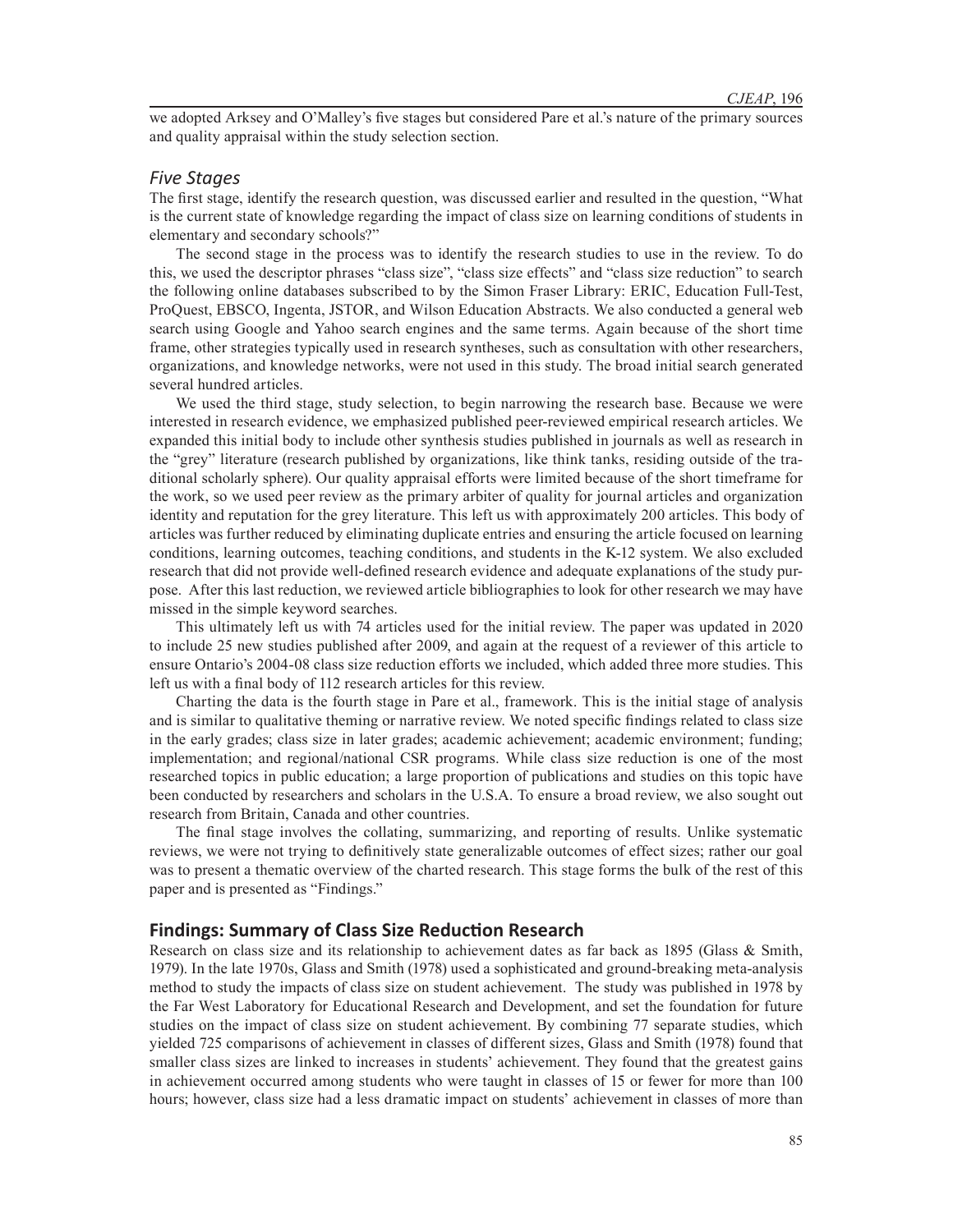we adopted Arksey and O'Malley's five stages but considered Pare et al.'s nature of the primary sources and quality appraisal within the study selection section.

### *Five Stages*

The first stage, identify the research question, was discussed earlier and resulted in the question, "What is the current state of knowledge regarding the impact of class size on learning conditions of students in elementary and secondary schools?"

The second stage in the process was to identify the research studies to use in the review. To do this, we used the descriptor phrases "class size", "class size effects" and "class size reduction" to search the following online databases subscribed to by the Simon Fraser Library: ERIC, Education Full-Test, ProQuest, EBSCO, Ingenta, JSTOR, and Wilson Education Abstracts. We also conducted a general web search using Google and Yahoo search engines and the same terms. Again because of the short time frame, other strategies typically used in research syntheses, such as consultation with other researchers, organizations, and knowledge networks, were not used in this study. The broad initial search generated several hundred articles.

We used the third stage, study selection, to begin narrowing the research base. Because we were interested in research evidence, we emphasized published peer-reviewed empirical research articles. We expanded this initial body to include other synthesis studies published in journals as well as research in the "grey" literature (research published by organizations, like think tanks, residing outside of the traditional scholarly sphere). Our quality appraisal efforts were limited because of the short timeframe for the work, so we used peer review as the primary arbiter of quality for journal articles and organization identity and reputation for the grey literature. This left us with approximately 200 articles. This body of articles was further reduced by eliminating duplicate entries and ensuring the article focused on learning conditions, learning outcomes, teaching conditions, and students in the K-12 system. We also excluded research that did not provide well-defined research evidence and adequate explanations of the study purpose. After this last reduction, we reviewed article bibliographies to look for other research we may have missed in the simple keyword searches.

This ultimately left us with 74 articles used for the initial review. The paper was updated in 2020 to include 25 new studies published after 2009, and again at the request of a reviewer of this article to ensure Ontario's 2004-08 class size reduction efforts we included, which added three more studies. This left us with a final body of 112 research articles for this review.

Charting the data is the fourth stage in Pare et al., framework. This is the initial stage of analysis and is similar to qualitative theming or narrative review. We noted specific findings related to class size in the early grades; class size in later grades; academic achievement; academic environment; funding; implementation; and regional/national CSR programs. While class size reduction is one of the most researched topics in public education; a large proportion of publications and studies on this topic have been conducted by researchers and scholars in the U.S.A. To ensure a broad review, we also sought out research from Britain, Canada and other countries.

The final stage involves the collating, summarizing, and reporting of results. Unlike systematic reviews, we were not trying to definitively state generalizable outcomes of effect sizes; rather our goal was to present a thematic overview of the charted research. This stage forms the bulk of the rest of this paper and is presented as "Findings."

## Findings: Summary of Class Size Reduction Research

Research on class size and its relationship to achievement dates as far back as 1895 (Glass & Smith, 1979). In the late 1970s, Glass and Smith (1978) used a sophisticated and ground-breaking meta-analysis method to study the impacts of class size on student achievement. The study was published in 1978 by the Far West Laboratory for Educational Research and Development, and set the foundation for future studies on the impact of class size on student achievement. By combining 77 separate studies, which yielded 725 comparisons of achievement in classes of different sizes, Glass and Smith (1978) found that smaller class sizes are linked to increases in students' achievement. They found that the greatest gains in achievement occurred among students who were taught in classes of 15 or fewer for more than 100 hours; however, class size had a less dramatic impact on students' achievement in classes of more than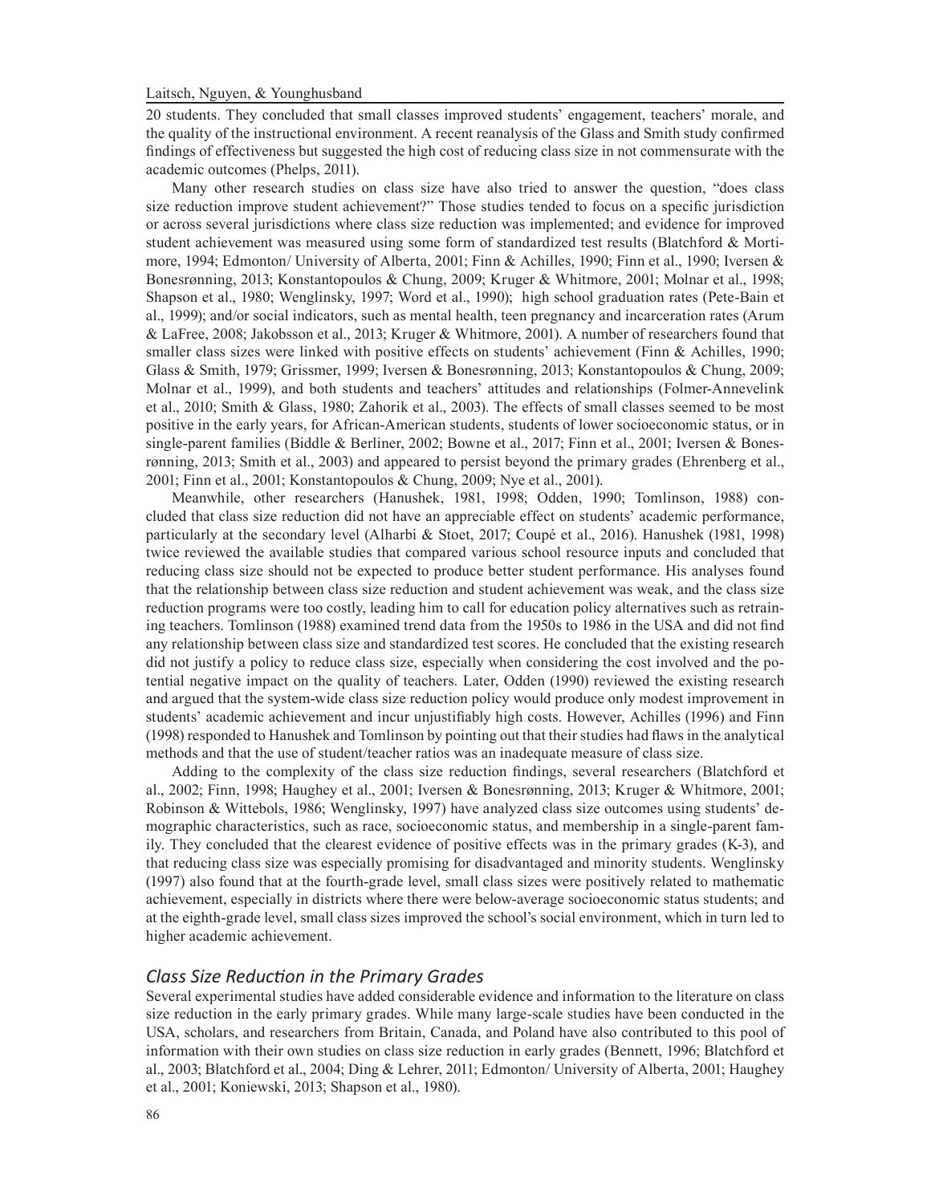20 students. They concluded that small classes improved students' engagement, teachers' morale, and the quality of the instructional environment. A recent reanalysis of the Glass and Smith study confirmed findings of effectiveness but suggested the high cost of reducing class size in not commensurate with the academic outcomes (Phelps, 2011).

Many other research studies on class size have also tried to answer the question, "does class size reduction improve student achievement?" Those studies tended to focus on a specific jurisdiction or across several jurisdictions where class size reduction was implemented; and evidence for improved student achievement was measured using some form of standardized test results (Blatchford & Mortimore, 1994; Edmonton/ University of Alberta, 2001; Finn & Achilles, 1990; Finn et al., 1990; Iversen & Bonesrønning, 2013; Konstantopoulos & Chung, 2009; Kruger & Whitmore, 2001; Molnar et al., 1998; Shapson et al., 1980; Wenglinsky, 1997; Word et al., 1990); high school graduation rates (Pete-Bain et al., 1999); and/or social indicators, such as mental health, teen pregnancy and incarceration rates (Arum & LaFree, 2008; Jakobsson et al., 2013; Kruger & Whitmore, 2001). A number of researchers found that smaller class sizes were linked with positive effects on students' achievement (Finn & Achilles, 1990; Glass & Smith, 1979; Grissmer, 1999; Iversen & Bonesrønning, 2013; Konstantopoulos & Chung, 2009; Molnar et al., 1999), and both students and teachers' attitudes and relationships (Folmer-Annevelink et al., 2010; Smith & Glass, 1980; Zahorik et al., 2003). The effects of small classes seemed to be most positive in the early years, for African-American students, students of lower socioeconomic status, or in single-parent families (Biddle & Berliner, 2002; Bowne et al., 2017; Finn et al., 2001; Iversen & Bonesrønning, 2013; Smith et al., 2003) and appeared to persist beyond the primary grades (Ehrenberg et al., 2001; Finn et al., 2001; Konstantopoulos & Chung, 2009; Nye et al., 2001).

Meanwhile, other researchers (Hanushek, 1981, 1998; Odden, 1990; Tomlinson, 1988) concluded that class size reduction did not have an appreciable effect on students' academic performance, particularly at the secondary level (Alharbi & Stoet, 2017; Coupé et al., 2016). Hanushek (1981, 1998) twice reviewed the available studies that compared various school resource inputs and concluded that reducing class size should not be expected to produce better student performance. His analyses found that the relationship between class size reduction and student achievement was weak, and the class size reduction programs were too costly, leading him to call for education policy alternatives such as retraining teachers. Tomlinson (1988) examined trend data from the 1950s to 1986 in the USA and did not find any relationship between class size and standardized test scores. He concluded that the existing research did not justify a policy to reduce class size, especially when considering the cost involved and the potential negative impact on the quality of teachers. Later, Odden (1990) reviewed the existing research and argued that the system-wide class size reduction policy would produce only modest improvement in students' academic achievement and incur unjustifiably high costs. However, Achilles (1996) and Finn (1998) responded to Hanushek and Tomlinson by pointing out that their studies had flaws in the analytical methods and that the use of student/teacher ratios was an inadequate measure of class size.

Adding to the complexity of the class size reduction findings, several researchers (Blatchford et al., 2002; Finn, 1998; Haughey et al., 2001; Iversen & Bonesrønning, 2013; Kruger & Whitmore, 2001; Robinson & Wittebols, 1986; Wenglinsky, 1997) have analyzed class size outcomes using students' demographic characteristics, such as race, socioeconomic status, and membership in a single-parent family. They concluded that the clearest evidence of positive effects was in the primary grades (K-3), and that reducing class size was especially promising for disadvantaged and minority students. Wenglinsky (1997) also found that at the fourth-grade level, small class sizes were positively related to mathematic achievement, especially in districts where there were below-average socioeconomic status students; and at the eighth-grade level, small class sizes improved the school's social environment, which in turn led to higher academic achievement.

### *Class Size Reduction in the Primary Grades*

Several experimental studies have added considerable evidence and information to the literature on class size reduction in the early primary grades. While many large-scale studies have been conducted in the USA, scholars, and researchers from Britain, Canada, and Poland have also contributed to this pool of information with their own studies on class size reduction in early grades (Bennett, 1996; Blatchford et al., 2003; Blatchford et al., 2004; Ding & Lehrer, 2011; Edmonton/ University of Alberta, 2001; Haughey et al., 2001; Koniewski, 2013; Shapson et al., 1980).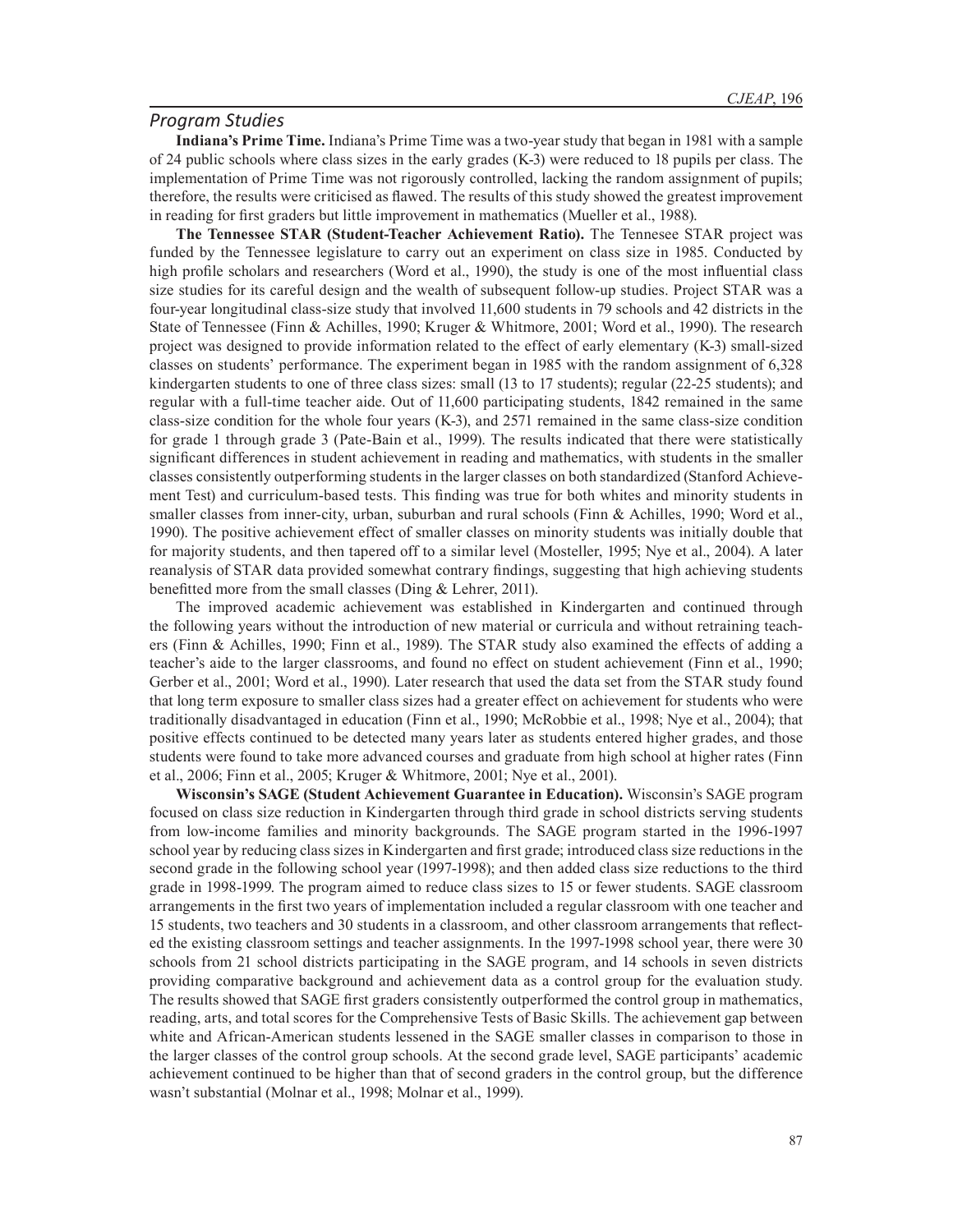## *Program Studies*

**Indiana's Prime Time.** Indiana's Prime Time was a two-year study that began in 1981 with a sample of 24 public schools where class sizes in the early grades (K-3) were reduced to 18 pupils per class. The implementation of Prime Time was not rigorously controlled, lacking the random assignment of pupils; therefore, the results were criticised as flawed. The results of this study showed the greatest improvement in reading for first graders but little improvement in mathematics (Mueller et al., 1988).

**The Tennessee STAR (Student-Teacher Achievement Ratio).** The Tennesee STAR project was funded by the Tennessee legislature to carry out an experiment on class size in 1985. Conducted by high profile scholars and researchers (Word et al., 1990), the study is one of the most influential class size studies for its careful design and the wealth of subsequent follow-up studies. Project STAR was a four-year longitudinal class-size study that involved 11,600 students in 79 schools and 42 districts in the State of Tennessee (Finn & Achilles, 1990; Kruger & Whitmore, 2001; Word et al., 1990). The research project was designed to provide information related to the effect of early elementary (K-3) small-sized classes on students' performance. The experiment began in 1985 with the random assignment of 6,328 kindergarten students to one of three class sizes: small (13 to 17 students); regular (22-25 students); and regular with a full-time teacher aide. Out of 11,600 participating students, 1842 remained in the same class-size condition for the whole four years (K-3), and 2571 remained in the same class-size condition for grade 1 through grade 3 (Pate-Bain et al., 1999). The results indicated that there were statistically significant differences in student achievement in reading and mathematics, with students in the smaller classes consistently outperforming students in the larger classes on both standardized (Stanford Achievement Test) and curriculum-based tests. This finding was true for both whites and minority students in smaller classes from inner-city, urban, suburban and rural schools (Finn & Achilles, 1990; Word et al., 1990). The positive achievement effect of smaller classes on minority students was initially double that for majority students, and then tapered off to a similar level (Mosteller, 1995; Nye et al., 2004). A later reanalysis of STAR data provided somewhat contrary findings, suggesting that high achieving students benefitted more from the small classes (Ding & Lehrer, 2011).

The improved academic achievement was established in Kindergarten and continued through the following years without the introduction of new material or curricula and without retraining teachers (Finn & Achilles, 1990; Finn et al., 1989). The STAR study also examined the effects of adding a teacher's aide to the larger classrooms, and found no effect on student achievement (Finn et al., 1990; Gerber et al., 2001; Word et al., 1990). Later research that used the data set from the STAR study found that long term exposure to smaller class sizes had a greater effect on achievement for students who were traditionally disadvantaged in education (Finn et al., 1990; McRobbie et al., 1998; Nye et al., 2004); that positive effects continued to be detected many years later as students entered higher grades, and those students were found to take more advanced courses and graduate from high school at higher rates (Finn et al., 2006; Finn et al., 2005; Kruger & Whitmore, 2001; Nye et al., 2001).

**Wisconsin's SAGE (Student Achievement Guarantee in Education).** Wisconsin's SAGE program focused on class size reduction in Kindergarten through third grade in school districts serving students from low-income families and minority backgrounds. The SAGE program started in the 1996-1997 school year by reducing class sizes in Kindergarten and first grade; introduced class size reductions in the second grade in the following school year (1997-1998); and then added class size reductions to the third grade in 1998-1999. The program aimed to reduce class sizes to 15 or fewer students. SAGE classroom arrangements in the first two years of implementation included a regular classroom with one teacher and 15 students, two teachers and 30 students in a classroom, and other classroom arrangements that reflected the existing classroom settings and teacher assignments. In the 1997-1998 school year, there were 30 schools from 21 school districts participating in the SAGE program, and 14 schools in seven districts providing comparative background and achievement data as a control group for the evaluation study. The results showed that SAGE first graders consistently outperformed the control group in mathematics, reading, arts, and total scores for the Comprehensive Tests of Basic Skills. The achievement gap between white and African-American students lessened in the SAGE smaller classes in comparison to those in the larger classes of the control group schools. At the second grade level, SAGE participants' academic achievement continued to be higher than that of second graders in the control group, but the difference wasn't substantial (Molnar et al., 1998; Molnar et al., 1999).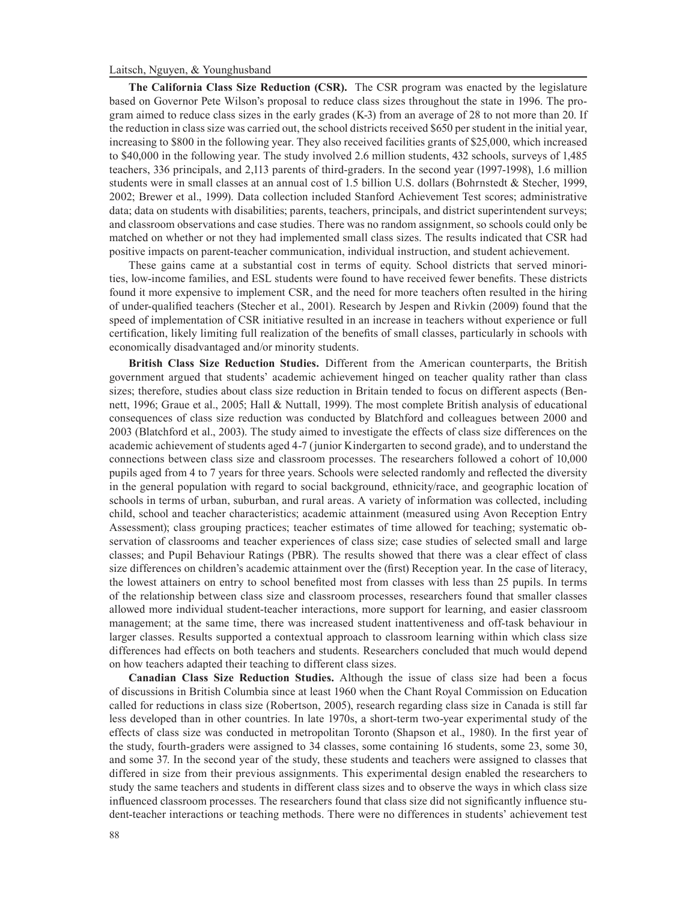**The California Class Size Reduction (CSR).** The CSR program was enacted by the legislature based on Governor Pete Wilson's proposal to reduce class sizes throughout the state in 1996. The program aimed to reduce class sizes in the early grades (K-3) from an average of 28 to not more than 20. If the reduction in class size was carried out, the school districts received $650 per student in the initial year, increasing to $800 in the following year. They also received facilities grants of $25,000, which increased to $40,000 in the following year. The study involved 2.6 million students, 432 schools, surveys of 1,485 teachers, 336 principals, and 2,113 parents of third-graders. In the second year (1997-1998), 1.6 million students were in small classes at an annual cost of 1.5 billion U.S. dollars (Bohrnstedt & Stecher, 1999, 2002; Brewer et al., 1999). Data collection included Stanford Achievement Test scores; administrative data; data on students with disabilities; parents, teachers, principals, and district superintendent surveys; and classroom observations and case studies. There was no random assignment, so schools could only be matched on whether or not they had implemented small class sizes. The results indicated that CSR had positive impacts on parent-teacher communication, individual instruction, and student achievement.

These gains came at a substantial cost in terms of equity. School districts that served minorities, low-income families, and ESL students were found to have received fewer benefits. These districts found it more expensive to implement CSR, and the need for more teachers often resulted in the hiring of under-qualified teachers (Stecher et al., 2001). Research by Jespen and Rivkin (2009) found that the speed of implementation of CSR initiative resulted in an increase in teachers without experience or full certification, likely limiting full realization of the benefits of small classes, particularly in schools with economically disadvantaged and/or minority students.

**British Class Size Reduction Studies.** Different from the American counterparts, the British government argued that students' academic achievement hinged on teacher quality rather than class sizes; therefore, studies about class size reduction in Britain tended to focus on different aspects (Bennett, 1996; Graue et al., 2005; Hall & Nuttall, 1999). The most complete British analysis of educational consequences of class size reduction was conducted by Blatchford and colleagues between 2000 and 2003 (Blatchford et al., 2003). The study aimed to investigate the effects of class size differences on the academic achievement of students aged 4-7 (junior Kindergarten to second grade), and to understand the connections between class size and classroom processes. The researchers followed a cohort of 10,000 pupils aged from 4 to 7 years for three years. Schools were selected randomly and reflected the diversity in the general population with regard to social background, ethnicity/race, and geographic location of schools in terms of urban, suburban, and rural areas. A variety of information was collected, including child, school and teacher characteristics; academic attainment (measured using Avon Reception Entry Assessment); class grouping practices; teacher estimates of time allowed for teaching; systematic observation of classrooms and teacher experiences of class size; case studies of selected small and large classes; and Pupil Behaviour Ratings (PBR). The results showed that there was a clear effect of class size differences on children's academic attainment over the (first) Reception year. In the case of literacy, the lowest attainers on entry to school benefited most from classes with less than 25 pupils. In terms of the relationship between class size and classroom processes, researchers found that smaller classes allowed more individual student-teacher interactions, more support for learning, and easier classroom management; at the same time, there was increased student inattentiveness and off-task behaviour in larger classes. Results supported a contextual approach to classroom learning within which class size differences had effects on both teachers and students. Researchers concluded that much would depend on how teachers adapted their teaching to different class sizes.

**Canadian Class Size Reduction Studies.** Although the issue of class size had been a focus of discussions in British Columbia since at least 1960 when the Chant Royal Commission on Education called for reductions in class size (Robertson, 2005), research regarding class size in Canada is still far less developed than in other countries. In late 1970s, a short-term two-year experimental study of the effects of class size was conducted in metropolitan Toronto (Shapson et al., 1980). In the first year of the study, fourth-graders were assigned to 34 classes, some containing 16 students, some 23, some 30, and some 37. In the second year of the study, these students and teachers were assigned to classes that differed in size from their previous assignments. This experimental design enabled the researchers to study the same teachers and students in different class sizes and to observe the ways in which class size influenced classroom processes. The researchers found that class size did not significantly influence student-teacher interactions or teaching methods. There were no differences in students' achievement test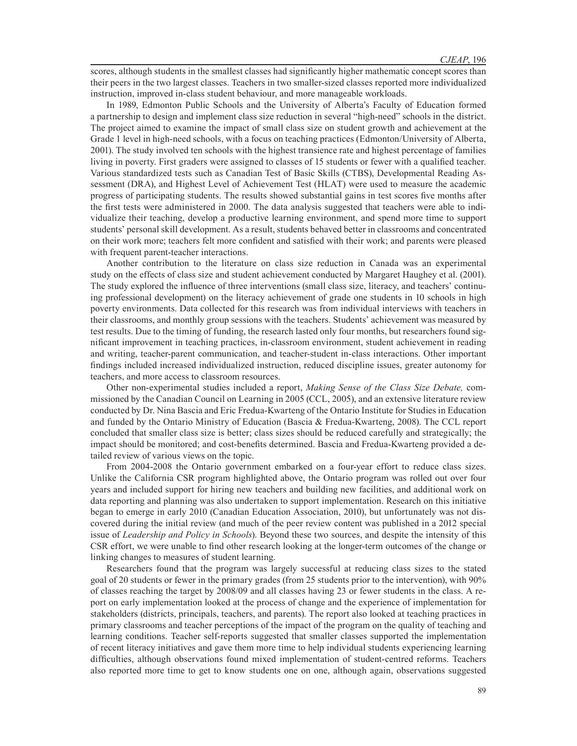scores, although students in the smallest classes had significantly higher mathematic concept scores than their peers in the two largest classes. Teachers in two smaller-sized classes reported more individualized instruction, improved in-class student behaviour, and more manageable workloads.

In 1989, Edmonton Public Schools and the University of Alberta's Faculty of Education formed a partnership to design and implement class size reduction in several "high-need" schools in the district. The project aimed to examine the impact of small class size on student growth and achievement at the Grade 1 level in high-need schools, with a focus on teaching practices (Edmonton/University of Alberta, 2001). The study involved ten schools with the highest transience rate and highest percentage of families living in poverty. First graders were assigned to classes of 15 students or fewer with a qualified teacher. Various standardized tests such as Canadian Test of Basic Skills (CTBS), Developmental Reading Assessment (DRA), and Highest Level of Achievement Test (HLAT) were used to measure the academic progress of participating students. The results showed substantial gains in test scores five months after the first tests were administered in 2000. The data analysis suggested that teachers were able to individualize their teaching, develop a productive learning environment, and spend more time to support students' personal skill development. As a result, students behaved better in classrooms and concentrated on their work more; teachers felt more confident and satisfied with their work; and parents were pleased with frequent parent-teacher interactions.

Another contribution to the literature on class size reduction in Canada was an experimental study on the effects of class size and student achievement conducted by Margaret Haughey et al. (2001). The study explored the influence of three interventions (small class size, literacy, and teachers' continuing professional development) on the literacy achievement of grade one students in 10 schools in high poverty environments. Data collected for this research was from individual interviews with teachers in their classrooms, and monthly group sessions with the teachers. Students' achievement was measured by test results. Due to the timing of funding, the research lasted only four months, but researchers found significant improvement in teaching practices, in-classroom environment, student achievement in reading and writing, teacher-parent communication, and teacher-student in-class interactions. Other important findings included increased individualized instruction, reduced discipline issues, greater autonomy for teachers, and more access to classroom resources.

Other non-experimental studies included a report, *Making Sense of the Class Size Debate,* commissioned by the Canadian Council on Learning in 2005 (CCL, 2005), and an extensive literature review conducted by Dr. Nina Bascia and Eric Fredua-Kwarteng of the Ontario Institute for Studies in Education and funded by the Ontario Ministry of Education (Bascia & Fredua-Kwarteng, 2008). The CCL report concluded that smaller class size is better; class sizes should be reduced carefully and strategically; the impact should be monitored; and cost-benefits determined. Bascia and Fredua-Kwarteng provided a detailed review of various views on the topic.

From 2004-2008 the Ontario government embarked on a four-year effort to reduce class sizes. Unlike the California CSR program highlighted above, the Ontario program was rolled out over four years and included support for hiring new teachers and building new facilities, and additional work on data reporting and planning was also undertaken to support implementation. Research on this initiative began to emerge in early 2010 (Canadian Education Association, 2010), but unfortunately was not discovered during the initial review (and much of the peer review content was published in a 2012 special issue of *Leadership and Policy in Schools*). Beyond these two sources, and despite the intensity of this CSR effort, we were unable to find other research looking at the longer-term outcomes of the change or linking changes to measures of student learning.

Researchers found that the program was largely successful at reducing class sizes to the stated goal of 20 students or fewer in the primary grades (from 25 students prior to the intervention), with 90% of classes reaching the target by 2008/09 and all classes having 23 or fewer students in the class. A report on early implementation looked at the process of change and the experience of implementation for stakeholders (districts, principals, teachers, and parents). The report also looked at teaching practices in primary classrooms and teacher perceptions of the impact of the program on the quality of teaching and learning conditions. Teacher self-reports suggested that smaller classes supported the implementation of recent literacy initiatives and gave them more time to help individual students experiencing learning difficulties, although observations found mixed implementation of student-centred reforms. Teachers also reported more time to get to know students one on one, although again, observations suggested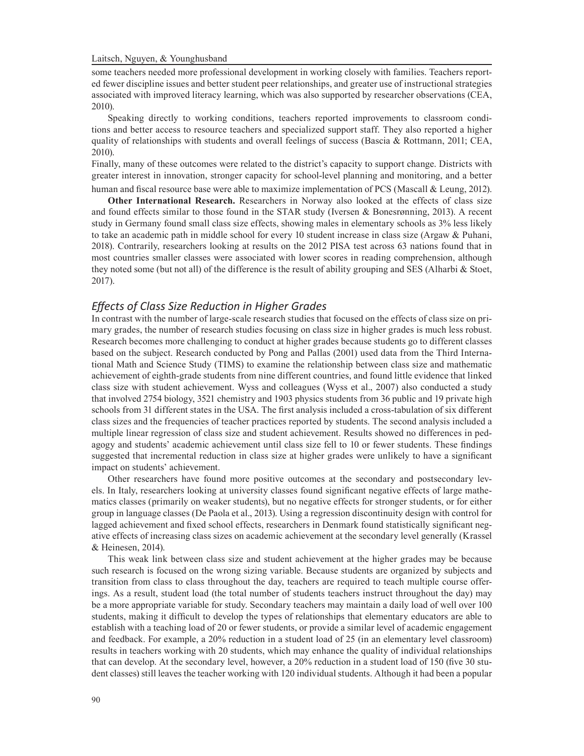some teachers needed more professional development in working closely with families. Teachers reported fewer discipline issues and better student peer relationships, and greater use of instructional strategies associated with improved literacy learning, which was also supported by researcher observations (CEA, 2010).

Speaking directly to working conditions, teachers reported improvements to classroom conditions and better access to resource teachers and specialized support staff. They also reported a higher quality of relationships with students and overall feelings of success (Bascia & Rottmann, 2011; CEA, 2010).

Finally, many of these outcomes were related to the district's capacity to support change. Districts with greater interest in innovation, stronger capacity for school-level planning and monitoring, and a better human and fiscal resource base were able to maximize implementation of PCS (Mascall & Leung, 2012).

**Other International Research.** Researchers in Norway also looked at the effects of class size and found effects similar to those found in the STAR study (Iversen & Bonesrønning, 2013). A recent study in Germany found small class size effects, showing males in elementary schools as 3% less likely to take an academic path in middle school for every 10 student increase in class size (Argaw & Puhani, 2018). Contrarily, researchers looking at results on the 2012 PISA test across 63 nations found that in most countries smaller classes were associated with lower scores in reading comprehension, although they noted some (but not all) of the difference is the result of ability grouping and SES (Alharbi & Stoet, 2017).

### *Effects of Class Size Reduction in Higher Grades*

In contrast with the number of large-scale research studies that focused on the effects of class size on primary grades, the number of research studies focusing on class size in higher grades is much less robust. Research becomes more challenging to conduct at higher grades because students go to different classes based on the subject. Research conducted by Pong and Pallas (2001) used data from the Third International Math and Science Study (TIMS) to examine the relationship between class size and mathematic achievement of eighth-grade students from nine different countries, and found little evidence that linked class size with student achievement. Wyss and colleagues (Wyss et al., 2007) also conducted a study that involved 2754 biology, 3521 chemistry and 1903 physics students from 36 public and 19 private high schools from 31 different states in the USA. The first analysis included a cross-tabulation of six different class sizes and the frequencies of teacher practices reported by students. The second analysis included a multiple linear regression of class size and student achievement. Results showed no differences in pedagogy and students' academic achievement until class size fell to 10 or fewer students. These findings suggested that incremental reduction in class size at higher grades were unlikely to have a significant impact on students' achievement.

Other researchers have found more positive outcomes at the secondary and postsecondary levels. In Italy, researchers looking at university classes found significant negative effects of large mathematics classes (primarily on weaker students), but no negative effects for stronger students, or for either group in language classes (De Paola et al., 2013). Using a regression discontinuity design with control for lagged achievement and fixed school effects, researchers in Denmark found statistically significant negative effects of increasing class sizes on academic achievement at the secondary level generally (Krassel & Heinesen, 2014).

This weak link between class size and student achievement at the higher grades may be because such research is focused on the wrong sizing variable. Because students are organized by subjects and transition from class to class throughout the day, teachers are required to teach multiple course offerings. As a result, student load (the total number of students teachers instruct throughout the day) may be a more appropriate variable for study. Secondary teachers may maintain a daily load of well over 100 students, making it difficult to develop the types of relationships that elementary educators are able to establish with a teaching load of 20 or fewer students, or provide a similar level of academic engagement and feedback. For example, a 20% reduction in a student load of 25 (in an elementary level classroom) results in teachers working with 20 students, which may enhance the quality of individual relationships that can develop. At the secondary level, however, a 20% reduction in a student load of 150 (five 30 student classes) still leaves the teacher working with 120 individual students. Although it had been a popular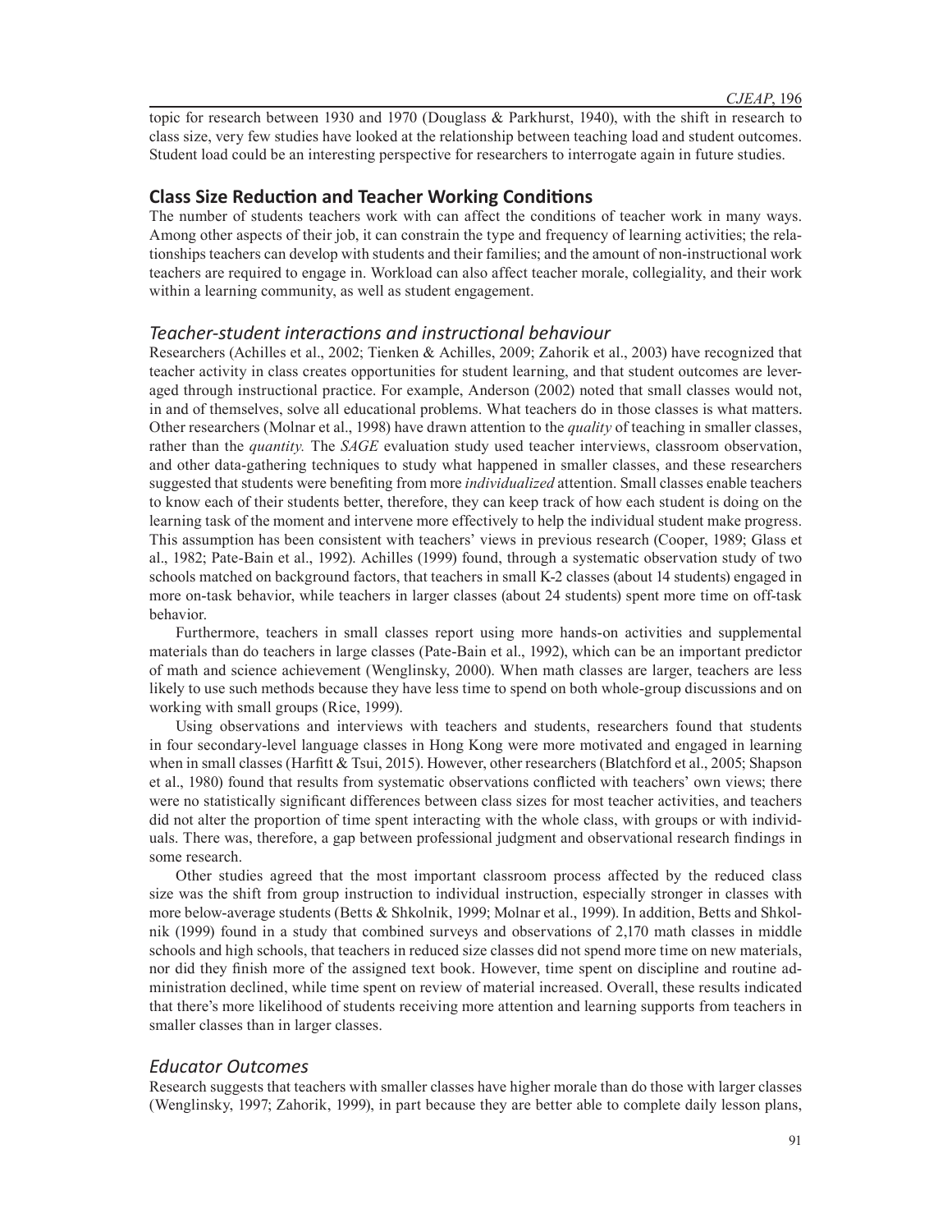topic for research between 1930 and 1970 (Douglass & Parkhurst, 1940), with the shift in research to class size, very few studies have looked at the relationship between teaching load and student outcomes. Student load could be an interesting perspective for researchers to interrogate again in future studies.

## Class Size Reduction and Teacher Working Conditions

The number of students teachers work with can affect the conditions of teacher work in many ways. Among other aspects of their job, it can constrain the type and frequency of learning activities; the relationships teachers can develop with students and their families; and the amount of non-instructional work teachers are required to engage in. Workload can also affect teacher morale, collegiality, and their work within a learning community, as well as student engagement.

### *Teacher-student interactions and instructional behaviour*

Researchers (Achilles et al., 2002; Tienken & Achilles, 2009; Zahorik et al., 2003) have recognized that teacher activity in class creates opportunities for student learning, and that student outcomes are leveraged through instructional practice. For example, Anderson (2002) noted that small classes would not, in and of themselves, solve all educational problems. What teachers do in those classes is what matters. Other researchers (Molnar et al., 1998) have drawn attention to the *quality* of teaching in smaller classes, rather than the *quantity.* The *SAGE* evaluation study used teacher interviews, classroom observation, and other data-gathering techniques to study what happened in smaller classes, and these researchers suggested that students were benefiting from more *individualized* attention. Small classes enable teachers to know each of their students better, therefore, they can keep track of how each student is doing on the learning task of the moment and intervene more effectively to help the individual student make progress. This assumption has been consistent with teachers' views in previous research (Cooper, 1989; Glass et al., 1982; Pate-Bain et al., 1992). Achilles (1999) found, through a systematic observation study of two schools matched on background factors, that teachers in small K-2 classes (about 14 students) engaged in more on-task behavior, while teachers in larger classes (about 24 students) spent more time on off-task behavior.

Furthermore, teachers in small classes report using more hands-on activities and supplemental materials than do teachers in large classes (Pate-Bain et al., 1992), which can be an important predictor of math and science achievement (Wenglinsky, 2000). When math classes are larger, teachers are less likely to use such methods because they have less time to spend on both whole-group discussions and on working with small groups (Rice, 1999).

Using observations and interviews with teachers and students, researchers found that students in four secondary-level language classes in Hong Kong were more motivated and engaged in learning when in small classes (Harfitt & Tsui, 2015). However, other researchers (Blatchford et al., 2005; Shapson et al., 1980) found that results from systematic observations conflicted with teachers' own views; there were no statistically significant differences between class sizes for most teacher activities, and teachers did not alter the proportion of time spent interacting with the whole class, with groups or with individuals. There was, therefore, a gap between professional judgment and observational research findings in some research.

Other studies agreed that the most important classroom process affected by the reduced class size was the shift from group instruction to individual instruction, especially stronger in classes with more below-average students (Betts & Shkolnik, 1999; Molnar et al., 1999). In addition, Betts and Shkolnik (1999) found in a study that combined surveys and observations of 2,170 math classes in middle schools and high schools, that teachers in reduced size classes did not spend more time on new materials, nor did they finish more of the assigned text book. However, time spent on discipline and routine administration declined, while time spent on review of material increased. Overall, these results indicated that there's more likelihood of students receiving more attention and learning supports from teachers in smaller classes than in larger classes.

### *Educator Outcomes*

Research suggests that teachers with smaller classes have higher morale than do those with larger classes (Wenglinsky, 1997; Zahorik, 1999), in part because they are better able to complete daily lesson plans,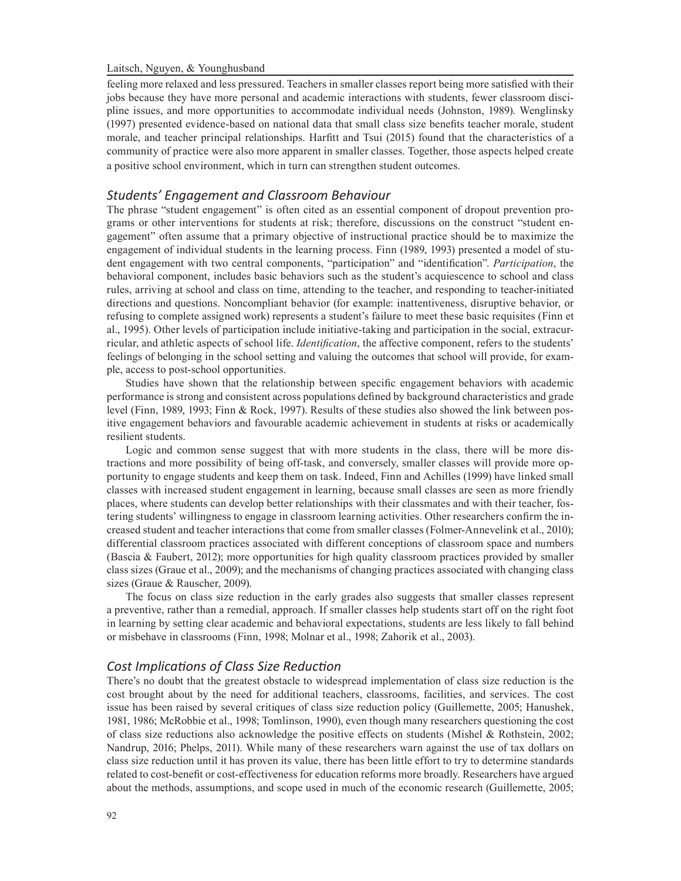feeling more relaxed and less pressured. Teachers in smaller classes report being more satisfied with their jobs because they have more personal and academic interactions with students, fewer classroom discipline issues, and more opportunities to accommodate individual needs (Johnston, 1989). Wenglinsky (1997) presented evidence-based on national data that small class size benefits teacher morale, student morale, and teacher principal relationships. Harfitt and Tsui (2015) found that the characteristics of a community of practice were also more apparent in smaller classes. Together, those aspects helped create a positive school environment, which in turn can strengthen student outcomes.

### *Students' Engagement and Classroom Behaviour*

The phrase "student engagement" is often cited as an essential component of dropout prevention programs or other interventions for students at risk; therefore, discussions on the construct "student engagement" often assume that a primary objective of instructional practice should be to maximize the engagement of individual students in the learning process. Finn (1989, 1993) presented a model of student engagement with two central components, "participation" and "identification". *Participation*, the behavioral component, includes basic behaviors such as the student's acquiescence to school and class rules, arriving at school and class on time, attending to the teacher, and responding to teacher-initiated directions and questions. Noncompliant behavior (for example: inattentiveness, disruptive behavior, or refusing to complete assigned work) represents a student's failure to meet these basic requisites (Finn et al., 1995). Other levels of participation include initiative-taking and participation in the social, extracurricular, and athletic aspects of school life. *Identification*, the affective component, refers to the students' feelings of belonging in the school setting and valuing the outcomes that school will provide, for example, access to post-school opportunities.

Studies have shown that the relationship between specific engagement behaviors with academic performance is strong and consistent across populations defined by background characteristics and grade level (Finn, 1989, 1993; Finn & Rock, 1997). Results of these studies also showed the link between positive engagement behaviors and favourable academic achievement in students at risks or academically resilient students.

Logic and common sense suggest that with more students in the class, there will be more distractions and more possibility of being off-task, and conversely, smaller classes will provide more opportunity to engage students and keep them on task. Indeed, Finn and Achilles (1999) have linked small classes with increased student engagement in learning, because small classes are seen as more friendly places, where students can develop better relationships with their classmates and with their teacher, fostering students' willingness to engage in classroom learning activities. Other researchers confirm the increased student and teacher interactions that come from smaller classes (Folmer-Annevelink et al., 2010); differential classroom practices associated with different conceptions of classroom space and numbers (Bascia & Faubert, 2012); more opportunities for high quality classroom practices provided by smaller class sizes (Graue et al., 2009); and the mechanisms of changing practices associated with changing class sizes (Graue & Rauscher, 2009).

The focus on class size reduction in the early grades also suggests that smaller classes represent a preventive, rather than a remedial, approach. If smaller classes help students start off on the right foot in learning by setting clear academic and behavioral expectations, students are less likely to fall behind or misbehave in classrooms (Finn, 1998; Molnar et al., 1998; Zahorik et al., 2003).

### *Cost Implications of Class Size Reduction*

There's no doubt that the greatest obstacle to widespread implementation of class size reduction is the cost brought about by the need for additional teachers, classrooms, facilities, and services. The cost issue has been raised by several critiques of class size reduction policy (Guillemette, 2005; Hanushek, 1981, 1986; McRobbie et al., 1998; Tomlinson, 1990), even though many researchers questioning the cost of class size reductions also acknowledge the positive effects on students (Mishel & Rothstein, 2002; Nandrup, 2016; Phelps, 2011). While many of these researchers warn against the use of tax dollars on class size reduction until it has proven its value, there has been little effort to try to determine standards related to cost-benefit or cost-effectiveness for education reforms more broadly. Researchers have argued about the methods, assumptions, and scope used in much of the economic research (Guillemette, 2005;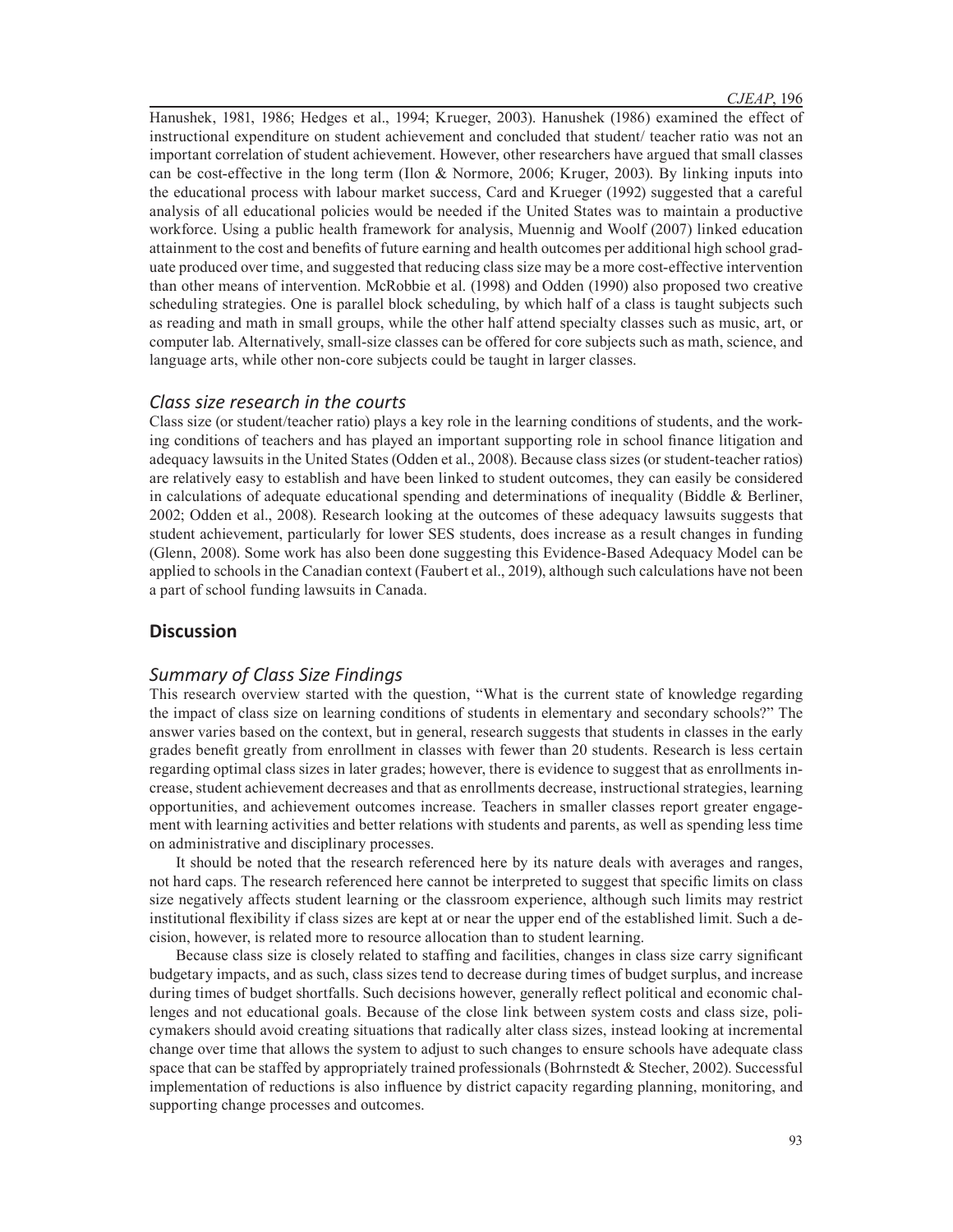Hanushek, 1981, 1986; Hedges et al., 1994; Krueger, 2003). Hanushek (1986) examined the effect of instructional expenditure on student achievement and concluded that student/ teacher ratio was not an important correlation of student achievement. However, other researchers have argued that small classes can be cost-effective in the long term (Ilon & Normore, 2006; Kruger, 2003). By linking inputs into the educational process with labour market success, Card and Krueger (1992) suggested that a careful analysis of all educational policies would be needed if the United States was to maintain a productive workforce. Using a public health framework for analysis, Muennig and Woolf (2007) linked education attainment to the cost and benefits of future earning and health outcomes per additional high school graduate produced over time, and suggested that reducing class size may be a more cost-effective intervention than other means of intervention. McRobbie et al. (1998) and Odden (1990) also proposed two creative scheduling strategies. One is parallel block scheduling, by which half of a class is taught subjects such as reading and math in small groups, while the other half attend specialty classes such as music, art, or computer lab. Alternatively, small-size classes can be offered for core subjects such as math, science, and language arts, while other non-core subjects could be taught in larger classes.

### *Class size research in the courts*

Class size (or student/teacher ratio) plays a key role in the learning conditions of students, and the working conditions of teachers and has played an important supporting role in school finance litigation and adequacy lawsuits in the United States (Odden et al., 2008). Because class sizes (or student-teacher ratios) are relatively easy to establish and have been linked to student outcomes, they can easily be considered in calculations of adequate educational spending and determinations of inequality (Biddle & Berliner, 2002; Odden et al., 2008). Research looking at the outcomes of these adequacy lawsuits suggests that student achievement, particularly for lower SES students, does increase as a result changes in funding (Glenn, 2008). Some work has also been done suggesting this Evidence-Based Adequacy Model can be applied to schools in the Canadian context (Faubert et al., 2019), although such calculations have not been a part of school funding lawsuits in Canada.

## Discussion

### *Summary of Class Size Findings*

This research overview started with the question, "What is the current state of knowledge regarding the impact of class size on learning conditions of students in elementary and secondary schools?" The answer varies based on the context, but in general, research suggests that students in classes in the early grades benefit greatly from enrollment in classes with fewer than 20 students. Research is less certain regarding optimal class sizes in later grades; however, there is evidence to suggest that as enrollments increase, student achievement decreases and that as enrollments decrease, instructional strategies, learning opportunities, and achievement outcomes increase. Teachers in smaller classes report greater engagement with learning activities and better relations with students and parents, as well as spending less time on administrative and disciplinary processes.

It should be noted that the research referenced here by its nature deals with averages and ranges, not hard caps. The research referenced here cannot be interpreted to suggest that specific limits on class size negatively affects student learning or the classroom experience, although such limits may restrict institutional flexibility if class sizes are kept at or near the upper end of the established limit. Such a decision, however, is related more to resource allocation than to student learning.

Because class size is closely related to staffing and facilities, changes in class size carry significant budgetary impacts, and as such, class sizes tend to decrease during times of budget surplus, and increase during times of budget shortfalls. Such decisions however, generally reflect political and economic challenges and not educational goals. Because of the close link between system costs and class size, policymakers should avoid creating situations that radically alter class sizes, instead looking at incremental change over time that allows the system to adjust to such changes to ensure schools have adequate class space that can be staffed by appropriately trained professionals (Bohrnstedt & Stecher, 2002). Successful implementation of reductions is also influence by district capacity regarding planning, monitoring, and supporting change processes and outcomes.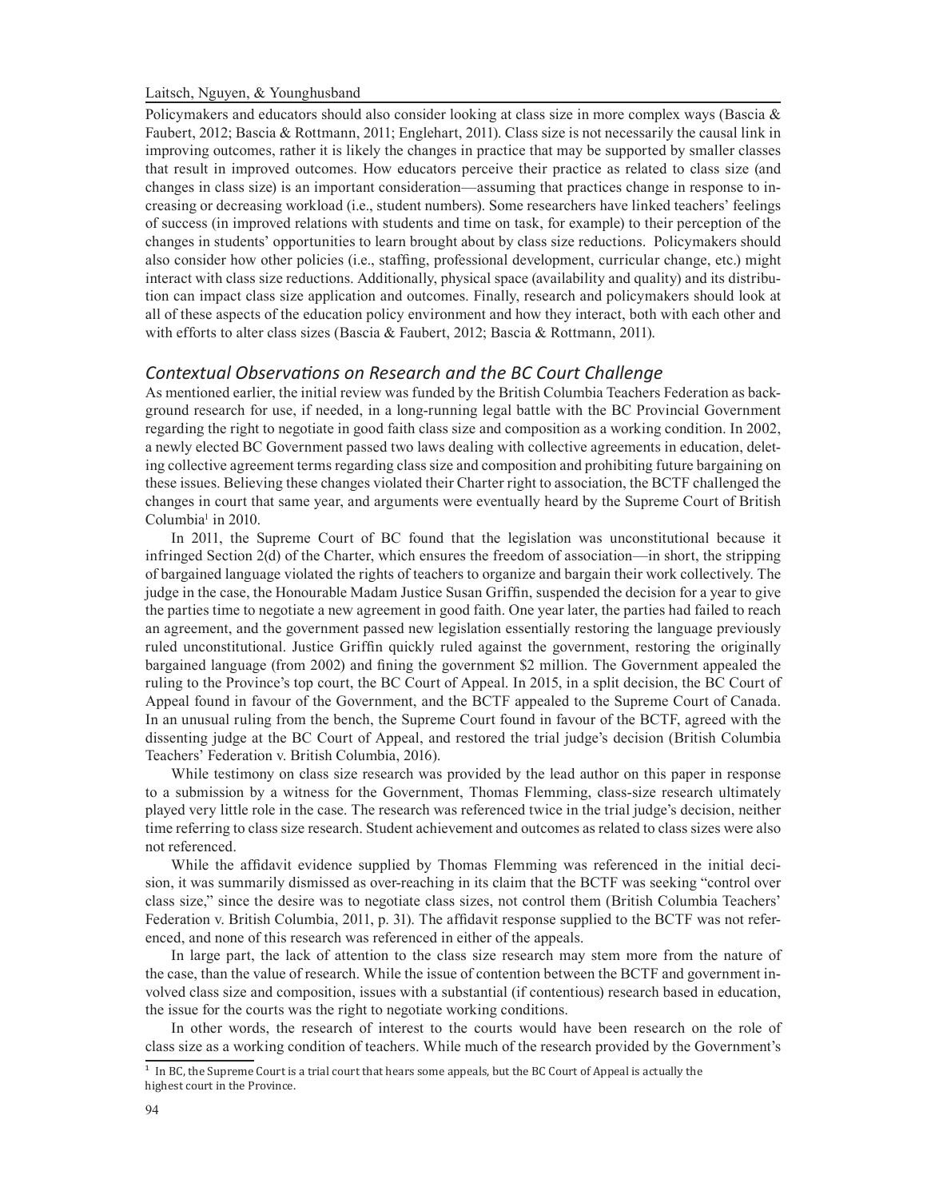Policymakers and educators should also consider looking at class size in more complex ways (Bascia & Faubert, 2012; Bascia & Rottmann, 2011; Englehart, 2011). Class size is not necessarily the causal link in improving outcomes, rather it is likely the changes in practice that may be supported by smaller classes that result in improved outcomes. How educators perceive their practice as related to class size (and changes in class size) is an important consideration—assuming that practices change in response to increasing or decreasing workload (i.e., student numbers). Some researchers have linked teachers' feelings of success (in improved relations with students and time on task, for example) to their perception of the changes in students' opportunities to learn brought about by class size reductions. Policymakers should also consider how other policies (i.e., staffing, professional development, curricular change, etc.) might interact with class size reductions. Additionally, physical space (availability and quality) and its distribution can impact class size application and outcomes. Finally, research and policymakers should look at all of these aspects of the education policy environment and how they interact, both with each other and with efforts to alter class sizes (Bascia & Faubert, 2012; Bascia & Rottmann, 2011).

### *Contextual Observations on Research and the BC Court Challenge*

As mentioned earlier, the initial review was funded by the British Columbia Teachers Federation as background research for use, if needed, in a long-running legal battle with the BC Provincial Government regarding the right to negotiate in good faith class size and composition as a working condition. In 2002, a newly elected BC Government passed two laws dealing with collective agreements in education, deleting collective agreement terms regarding class size and composition and prohibiting future bargaining on these issues. Believing these changes violated their Charter right to association, the BCTF challenged the changes in court that same year, and arguments were eventually heard by the Supreme Court of British Columbia[1] in 2010.

In 2011, the Supreme Court of BC found that the legislation was unconstitutional because it infringed Section 2(d) of the Charter, which ensures the freedom of association—in short, the stripping of bargained language violated the rights of teachers to organize and bargain their work collectively. The judge in the case, the Honourable Madam Justice Susan Griffin, suspended the decision for a year to give the parties time to negotiate a new agreement in good faith. One year later, the parties had failed to reach an agreement, and the government passed new legislation essentially restoring the language previously ruled unconstitutional. Justice Griffin quickly ruled against the government, restoring the originally bargained language (from 2002) and fining the government $2 million. The Government appealed the ruling to the Province's top court, the BC Court of Appeal. In 2015, in a split decision, the BC Court of Appeal found in favour of the Government, and the BCTF appealed to the Supreme Court of Canada. In an unusual ruling from the bench, the Supreme Court found in favour of the BCTF, agreed with the dissenting judge at the BC Court of Appeal, and restored the trial judge's decision (British Columbia Teachers' Federation v. British Columbia, 2016).

While testimony on class size research was provided by the lead author on this paper in response to a submission by a witness for the Government, Thomas Flemming, class-size research ultimately played very little role in the case. The research was referenced twice in the trial judge's decision, neither time referring to class size research. Student achievement and outcomes as related to class sizes were also not referenced.

While the affidavit evidence supplied by Thomas Flemming was referenced in the initial decision, it was summarily dismissed as over-reaching in its claim that the BCTF was seeking "control over class size," since the desire was to negotiate class sizes, not control them (British Columbia Teachers' Federation v. British Columbia, 2011, p. 31). The affidavit response supplied to the BCTF was not referenced, and none of this research was referenced in either of the appeals.

In large part, the lack of attention to the class size research may stem more from the nature of the case, than the value of research. While the issue of contention between the BCTF and government involved class size and composition, issues with a substantial (if contentious) research based in education, the issue for the courts was the right to negotiate working conditions.

In other words, the research of interest to the courts would have been research on the role of class size as a working condition of teachers. While much of the research provided by the Government's

[1] In BC, the Supreme Court is a trial court that hears some appeals, but the BC Court of Appeal is actually the highest court in the Province.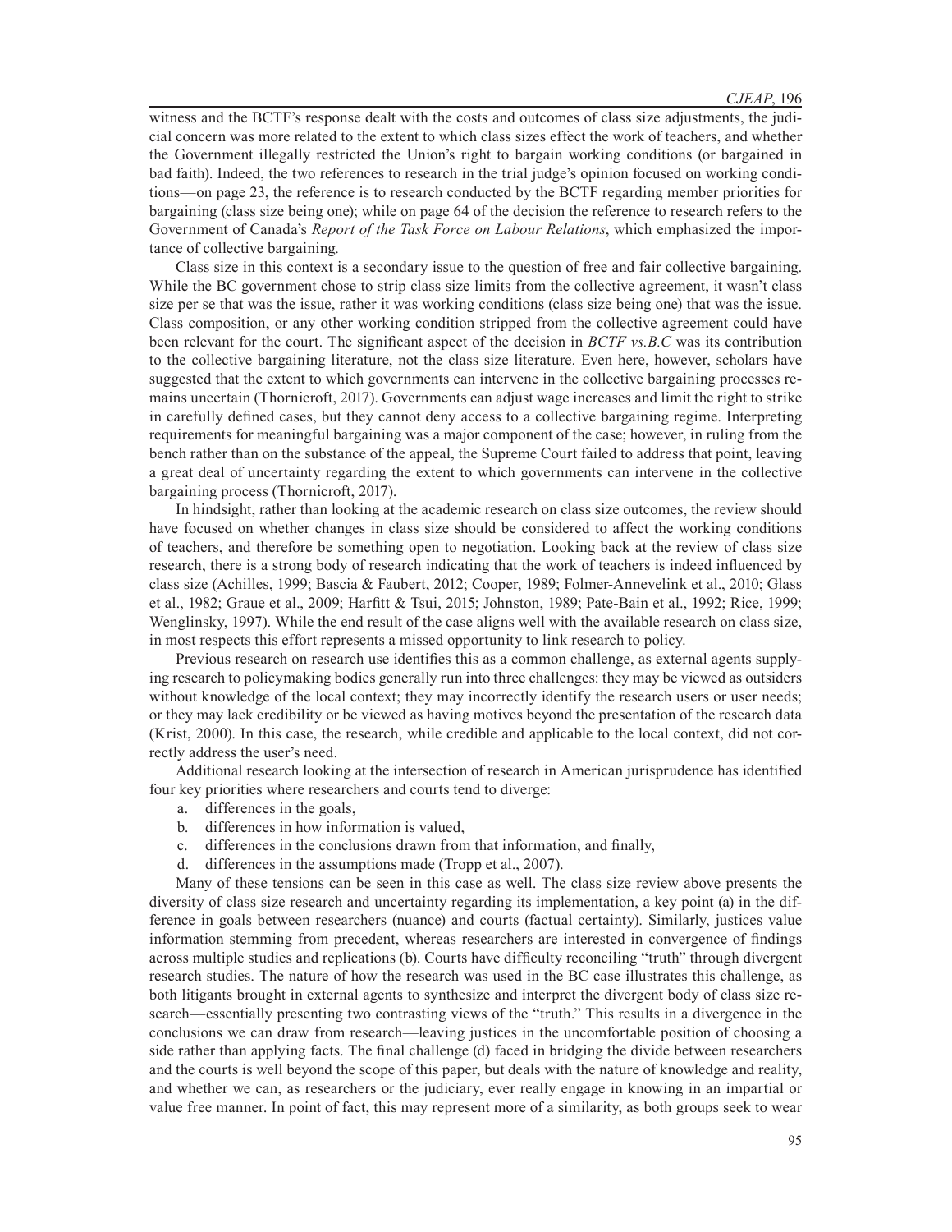witness and the BCTF's response dealt with the costs and outcomes of class size adjustments, the judicial concern was more related to the extent to which class sizes effect the work of teachers, and whether the Government illegally restricted the Union's right to bargain working conditions (or bargained in bad faith). Indeed, the two references to research in the trial judge's opinion focused on working conditions—on page 23, the reference is to research conducted by the BCTF regarding member priorities for bargaining (class size being one); while on page 64 of the decision the reference to research refers to the Government of Canada's *Report of the Task Force on Labour Relations*, which emphasized the importance of collective bargaining.

Class size in this context is a secondary issue to the question of free and fair collective bargaining. While the BC government chose to strip class size limits from the collective agreement, it wasn't class size per se that was the issue, rather it was working conditions (class size being one) that was the issue. Class composition, or any other working condition stripped from the collective agreement could have been relevant for the court. The significant aspect of the decision in *BCTF vs.B.C* was its contribution to the collective bargaining literature, not the class size literature. Even here, however, scholars have suggested that the extent to which governments can intervene in the collective bargaining processes remains uncertain (Thornicroft, 2017). Governments can adjust wage increases and limit the right to strike in carefully defined cases, but they cannot deny access to a collective bargaining regime. Interpreting requirements for meaningful bargaining was a major component of the case; however, in ruling from the bench rather than on the substance of the appeal, the Supreme Court failed to address that point, leaving a great deal of uncertainty regarding the extent to which governments can intervene in the collective bargaining process (Thornicroft, 2017).

In hindsight, rather than looking at the academic research on class size outcomes, the review should have focused on whether changes in class size should be considered to affect the working conditions of teachers, and therefore be something open to negotiation. Looking back at the review of class size research, there is a strong body of research indicating that the work of teachers is indeed influenced by class size (Achilles, 1999; Bascia & Faubert, 2012; Cooper, 1989; Folmer-Annevelink et al., 2010; Glass et al., 1982; Graue et al., 2009; Harfitt & Tsui, 2015; Johnston, 1989; Pate-Bain et al., 1992; Rice, 1999; Wenglinsky, 1997). While the end result of the case aligns well with the available research on class size, in most respects this effort represents a missed opportunity to link research to policy.

Previous research on research use identifies this as a common challenge, as external agents supplying research to policymaking bodies generally run into three challenges: they may be viewed as outsiders without knowledge of the local context; they may incorrectly identify the research users or user needs; or they may lack credibility or be viewed as having motives beyond the presentation of the research data (Krist, 2000). In this case, the research, while credible and applicable to the local context, did not correctly address the user's need.

Additional research looking at the intersection of research in American jurisprudence has identified four key priorities where researchers and courts tend to diverge:

a. differences in the goals,
b. differences in how information is valued,
c. differences in the conclusions drawn from that information, and finally,
d. differences in the assumptions made (Tropp et al., 2007).

Many of these tensions can be seen in this case as well. The class size review above presents the diversity of class size research and uncertainty regarding its implementation, a key point (a) in the difference in goals between researchers (nuance) and courts (factual certainty). Similarly, justices value information stemming from precedent, whereas researchers are interested in convergence of findings across multiple studies and replications (b). Courts have difficulty reconciling "truth" through divergent research studies. The nature of how the research was used in the BC case illustrates this challenge, as both litigants brought in external agents to synthesize and interpret the divergent body of class size research—essentially presenting two contrasting views of the "truth." This results in a divergence in the conclusions we can draw from research—leaving justices in the uncomfortable position of choosing a side rather than applying facts. The final challenge (d) faced in bridging the divide between researchers and the courts is well beyond the scope of this paper, but deals with the nature of knowledge and reality, and whether we can, as researchers or the judiciary, ever really engage in knowing in an impartial or value free manner. In point of fact, this may represent more of a similarity, as both groups seek to wear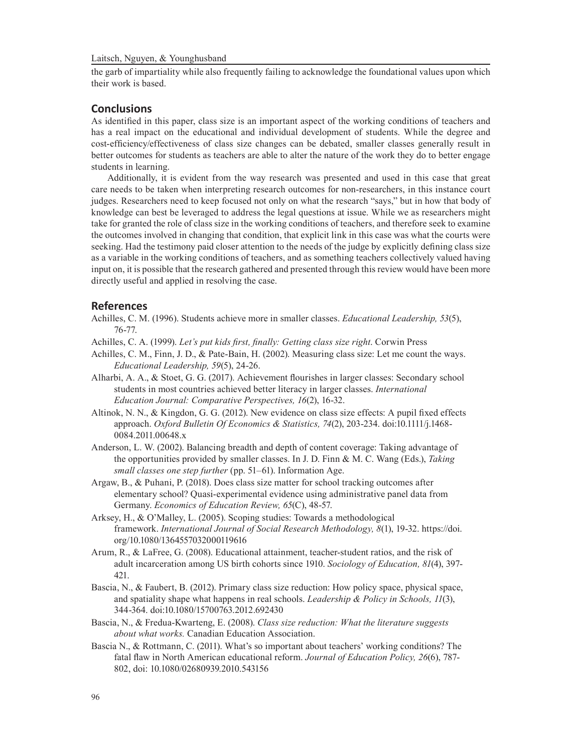the garb of impartiality while also frequently failing to acknowledge the foundational values upon which their work is based.

## Conclusions

As identified in this paper, class size is an important aspect of the working conditions of teachers and has a real impact on the educational and individual development of students. While the degree and cost-efficiency/effectiveness of class size changes can be debated, smaller classes generally result in better outcomes for students as teachers are able to alter the nature of the work they do to better engage students in learning.

Additionally, it is evident from the way research was presented and used in this case that great care needs to be taken when interpreting research outcomes for non-researchers, in this instance court judges. Researchers need to keep focused not only on what the research "says," but in how that body of knowledge can best be leveraged to address the legal questions at issue. While we as researchers might take for granted the role of class size in the working conditions of teachers, and therefore seek to examine the outcomes involved in changing that condition, that explicit link in this case was what the courts were seeking. Had the testimony paid closer attention to the needs of the judge by explicitly defining class size as a variable in the working conditions of teachers, and as something teachers collectively valued having input on, it is possible that the research gathered and presented through this review would have been more directly useful and applied in resolving the case.

## References

Achilles, C. M. (1996). Students achieve more in smaller classes. *Educational Leadership, 53*(5), 76-77.

Achilles, C. A. (1999). *Let's put kids first, finally: Getting class size right*. Corwin Press

Achilles, C. M., Finn, J. D., & Pate-Bain, H. (2002). Measuring class size: Let me count the ways. *Educational Leadership, 59*(5), 24-26.

Alharbi, A. A., & Stoet, G. G. (2017). Achievement flourishes in larger classes: Secondary school students in most countries achieved better literacy in larger classes. *International Education Journal: Comparative Perspectives, 16*(2), 16-32.

Altinok, N. N., & Kingdon, G. G. (2012). New evidence on class size effects: A pupil fixed effects approach. *Oxford Bulletin Of Economics & Statistics, 74*(2), 203-234. doi:10.1111/j.1468-0084.2011.00648.x

Anderson, L. W. (2002). Balancing breadth and depth of content coverage: Taking advantage of the opportunities provided by smaller classes. In J. D. Finn & M. C. Wang (Eds.), *Taking small classes one step further* (pp. 51–61). Information Age.

Argaw, B., & Puhani, P. (2018). Does class size matter for school tracking outcomes after elementary school? Quasi-experimental evidence using administrative panel data from Germany. *Economics of Education Review, 65*(C), 48-57.

Arksey, H., & O'Malley, L. (2005). Scoping studies: Towards a methodological framework. *International Journal of Social Research Methodology, 8*(1), 19-32. https://doi.org/10.1080/1364557032000119616

Arum, R., & LaFree, G. (2008). Educational attainment, teacher-student ratios, and the risk of adult incarceration among US birth cohorts since 1910. *Sociology of Education, 81*(4), 397-421.

Bascia, N., & Faubert, B. (2012). Primary class size reduction: How policy space, physical space, and spatiality shape what happens in real schools. *Leadership & Policy in Schools, 11*(3), 344-364. doi:10.1080/15700763.2012.692430

Bascia, N., & Fredua-Kwarteng, E. (2008). *Class size reduction: What the literature suggests about what works.* Canadian Education Association.

Bascia N., & Rottmann, C. (2011). What's so important about teachers' working conditions? The fatal flaw in North American educational reform. *Journal of Education Policy, 26*(6), 787-802, doi: 10.1080/02680939.2010.543156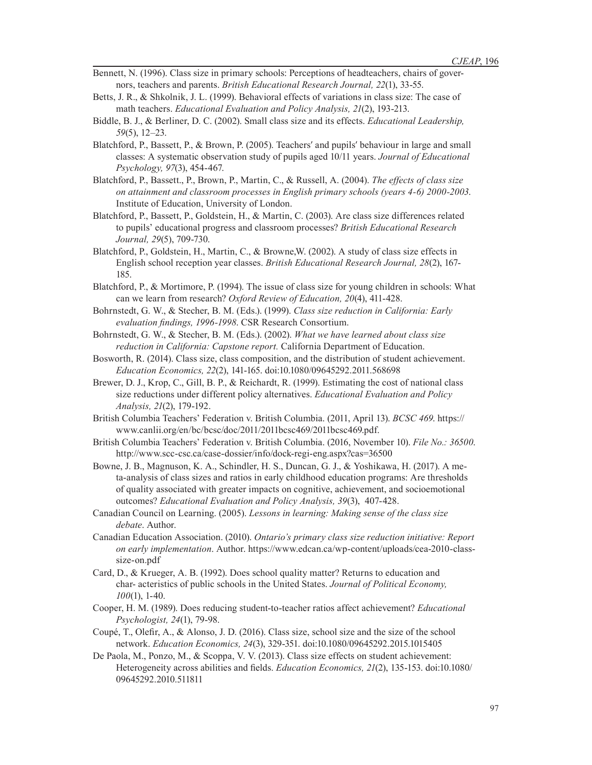Bennett, N. (1996). Class size in primary schools: Perceptions of headteachers, chairs of governors, teachers and parents. *British Educational Research Journal, 22*(1), 33-55.

Betts, J. R., & Shkolnik, J. L. (1999). Behavioral effects of variations in class size: The case of math teachers. *Educational Evaluation and Policy Analysis, 21*(2), 193-213.

Biddle, B. J., & Berliner, D. C. (2002). Small class size and its effects. *Educational Leadership, 59*(5), 12–23.

Blatchford, P., Bassett, P., & Brown, P. (2005). Teachers′ and pupils′ behaviour in large and small classes: A systematic observation study of pupils aged 10/11 years. *Journal of Educational Psychology, 97*(3), 454-467.

Blatchford, P., Bassett., P., Brown, P., Martin, C., & Russell, A. (2004). *The effects of class size on attainment and classroom processes in English primary schools (years 4-6) 2000-2003*. Institute of Education, University of London.

Blatchford, P., Bassett, P., Goldstein, H., & Martin, C. (2003). Are class size differences related to pupils' educational progress and classroom processes? *British Educational Research Journal, 29*(5), 709-730.

Blatchford, P., Goldstein, H., Martin, C., & Browne,W. (2002). A study of class size effects in English school reception year classes. *British Educational Research Journal, 28*(2), 167-185.

Blatchford, P., & Mortimore, P. (1994). The issue of class size for young children in schools: What can we learn from research? *Oxford Review of Education, 20*(4), 411-428.

Bohrnstedt, G. W., & Stecher, B. M. (Eds.). (1999). *Class size reduction in California: Early evaluation findings, 1996-1998*. CSR Research Consortium.

Bohrnstedt, G. W., & Stecher, B. M. (Eds.). (2002). *What we have learned about class size reduction in California: Capstone report.* California Department of Education.

Bosworth, R. (2014). Class size, class composition, and the distribution of student achievement. *Education Economics, 22*(2), 141-165. doi:10.1080/09645292.2011.568698

Brewer, D. J., Krop, C., Gill, B. P., & Reichardt, R. (1999). Estimating the cost of national class size reductions under different policy alternatives. *Educational Evaluation and Policy Analysis, 21*(2), 179-192.

British Columbia Teachers' Federation v. British Columbia. (2011, April 13). *BCSC 469*. https://www.canlii.org/en/bc/bcsc/doc/2011/2011bcsc469/2011bcsc469.pdf.

British Columbia Teachers' Federation v. British Columbia. (2016, November 10). *File No.: 36500*. http://www.scc-csc.ca/case-dossier/info/dock-regi-eng.aspx?cas=36500

Bowne, J. B., Magnuson, K. A., Schindler, H. S., Duncan, G. J., & Yoshikawa, H. (2017). A meta-analysis of class sizes and ratios in early childhood education programs: Are thresholds of quality associated with greater impacts on cognitive, achievement, and socioemotional outcomes? *Educational Evaluation and Policy Analysis, 39*(3), 407-428.

Canadian Council on Learning. (2005). *Lessons in learning: Making sense of the class size debate*. Author.

Canadian Education Association. (2010). *Ontario's primary class size reduction initiative: Report on early implementation*. Author. https://www.edcan.ca/wp-content/uploads/cea-2010-class-size-on.pdf

Card, D., & Krueger, A. B. (1992). Does school quality matter? Returns to education and char- acteristics of public schools in the United States. *Journal of Political Economy, 100*(1), 1-40.

Cooper, H. M. (1989). Does reducing student-to-teacher ratios affect achievement? *Educational Psychologist, 24*(1), 79-98.

Coupé, T., Olefir, A., & Alonso, J. D. (2016). Class size, school size and the size of the school network. *Education Economics, 24*(3), 329-351. doi:10.1080/09645292.2015.1015405

De Paola, M., Ponzo, M., & Scoppa, V. V. (2013). Class size effects on student achievement: Heterogeneity across abilities and fields. *Education Economics, 21*(2), 135-153. doi:10.1080/09645292.2010.511811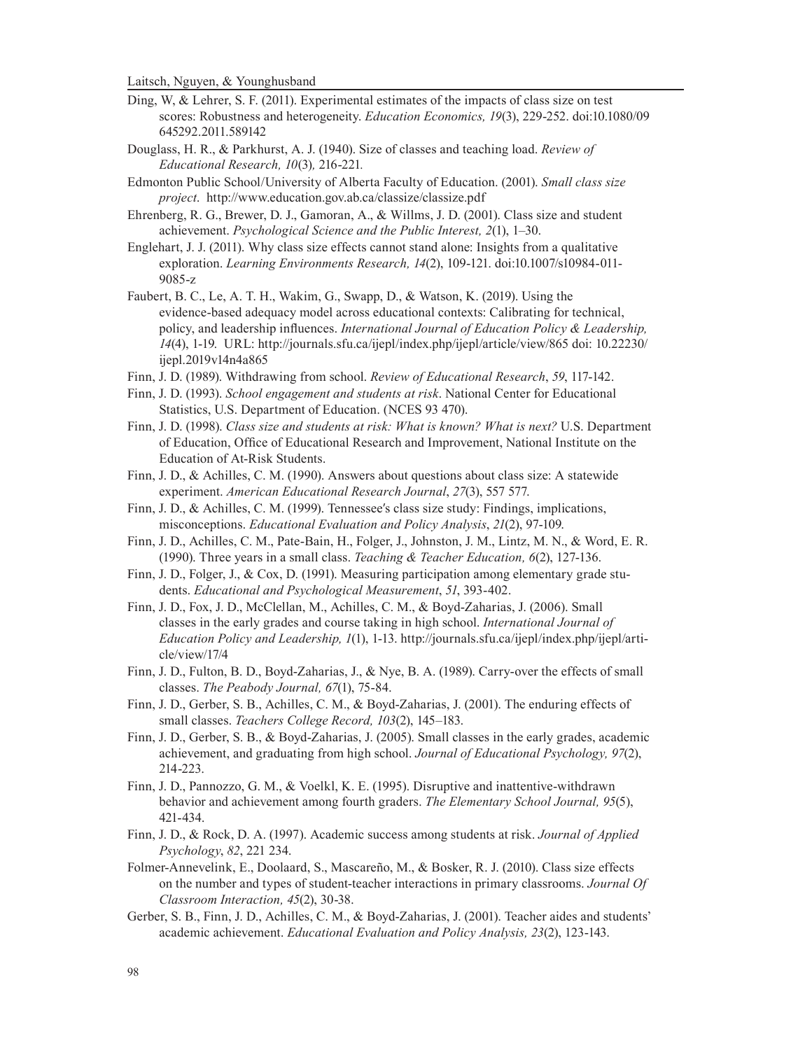Ding, W, & Lehrer, S. F. (2011). Experimental estimates of the impacts of class size on test scores: Robustness and heterogeneity. *Education Economics, 19*(3), 229-252. doi:10.1080/09645292.2011.589142

Douglass, H. R., & Parkhurst, A. J. (1940). Size of classes and teaching load. *Review of Educational Research, 10*(3)*,* 216-221*.*

Edmonton Public School/University of Alberta Faculty of Education. (2001). *Small class size project*. http://www.education.gov.ab.ca/classize/classize.pdf

Ehrenberg, R. G., Brewer, D. J., Gamoran, A., & Willms, J. D. (2001). Class size and student achievement. *Psychological Science and the Public Interest, 2*(1), 1–30.

Englehart, J. J. (2011). Why class size effects cannot stand alone: Insights from a qualitative exploration. *Learning Environments Research, 14*(2), 109-121. doi:10.1007/s10984-011-9085-z

Faubert, B. C., Le, A. T. H., Wakim, G., Swapp, D., & Watson, K. (2019). Using the evidence-based adequacy model across educational contexts: Calibrating for technical, policy, and leadership influences. *International Journal of Education Policy & Leadership, 14*(4), 1-19. URL: http://journals.sfu.ca/ijepl/index.php/ijepl/article/view/865 doi: 10.22230/ijepl.2019v14n4a865

Finn, J. D. (1989). Withdrawing from school. *Review of Educational Research*, *59*, 117-142.

Finn, J. D. (1993). *School engagement and students at risk*. National Center for Educational Statistics, U.S. Department of Education. (NCES 93 470).

Finn, J. D. (1998). *Class size and students at risk: What is known? What is next?* U.S. Department of Education, Office of Educational Research and Improvement, National Institute on the Education of At-Risk Students.

Finn, J. D., & Achilles, C. M. (1990). Answers about questions about class size: A statewide experiment. *American Educational Research Journal*, *27*(3), 557 577.

Finn, J. D., & Achilles, C. M. (1999). Tennessee's class size study: Findings, implications, misconceptions. *Educational Evaluation and Policy Analysis*, *21*(2), 97-109.

Finn, J. D., Achilles, C. M., Pate-Bain, H., Folger, J., Johnston, J. M., Lintz, M. N., & Word, E. R. (1990). Three years in a small class. *Teaching & Teacher Education, 6*(2), 127-136.

Finn, J. D., Folger, J., & Cox, D. (1991). Measuring participation among elementary grade students. *Educational and Psychological Measurement*, *51*, 393-402.

Finn, J. D., Fox, J. D., McClellan, M., Achilles, C. M., & Boyd-Zaharias, J. (2006). Small classes in the early grades and course taking in high school. *International Journal of Education Policy and Leadership, 1*(1), 1-13. http://journals.sfu.ca/ijepl/index.php/ijepl/article/view/17/4

Finn, J. D., Fulton, B. D., Boyd-Zaharias, J., & Nye, B. A. (1989). Carry-over the effects of small classes. *The Peabody Journal, 67*(1), 75-84.

Finn, J. D., Gerber, S. B., Achilles, C. M., & Boyd-Zaharias, J. (2001). The enduring effects of small classes. *Teachers College Record, 103*(2), 145–183.

Finn, J. D., Gerber, S. B., & Boyd-Zaharias, J. (2005). Small classes in the early grades, academic achievement, and graduating from high school. *Journal of Educational Psychology, 97*(2), 214-223.

Finn, J. D., Pannozzo, G. M., & Voelkl, K. E. (1995). Disruptive and inattentive-withdrawn behavior and achievement among fourth graders. *The Elementary School Journal, 95*(5), 421-434.

Finn, J. D., & Rock, D. A. (1997). Academic success among students at risk. *Journal of Applied Psychology*, *82*, 221 234.

Folmer-Annevelink, E., Doolaard, S., Mascareño, M., & Bosker, R. J. (2010). Class size effects on the number and types of student-teacher interactions in primary classrooms. *Journal Of Classroom Interaction, 45*(2), 30-38.

Gerber, S. B., Finn, J. D., Achilles, C. M., & Boyd-Zaharias, J. (2001). Teacher aides and students' academic achievement. *Educational Evaluation and Policy Analysis, 23*(2), 123-143.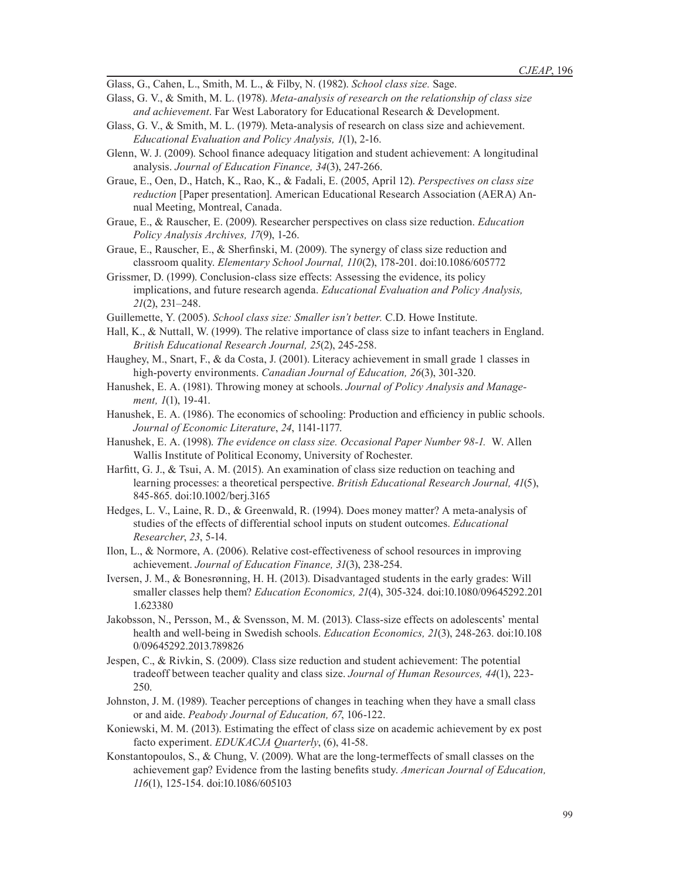Glass, G., Cahen, L., Smith, M. L., & Filby, N. (1982). *School class size.* Sage.

Glass, G. V., & Smith, M. L. (1978). *Meta-analysis of research on the relationship of class size and achievement*. Far West Laboratory for Educational Research & Development.

Glass, G. V., & Smith, M. L. (1979). Meta-analysis of research on class size and achievement. *Educational Evaluation and Policy Analysis, 1*(1), 2-16.

Glenn, W. J. (2009). School finance adequacy litigation and student achievement: A longitudinal analysis. *Journal of Education Finance, 34*(3), 247-266.

Graue, E., Oen, D., Hatch, K., Rao, K., & Fadali, E. (2005, April 12). *Perspectives on class size reduction* [Paper presentation]. American Educational Research Association (AERA) Annual Meeting, Montreal, Canada.

Graue, E., & Rauscher, E. (2009). Researcher perspectives on class size reduction. *Education Policy Analysis Archives, 17*(9), 1-26.

Graue, E., Rauscher, E., & Sherfinski, M. (2009). The synergy of class size reduction and classroom quality. *Elementary School Journal, 110*(2), 178-201. doi:10.1086/605772

Grissmer, D. (1999). Conclusion-class size effects: Assessing the evidence, its policy implications, and future research agenda. *Educational Evaluation and Policy Analysis, 21*(2), 231–248.

Guillemette, Y. (2005). *School class size: Smaller isn't better.* C.D. Howe Institute.

Hall, K., & Nuttall, W. (1999). The relative importance of class size to infant teachers in England. *British Educational Research Journal, 25*(2), 245-258.

Haughey, M., Snart, F., & da Costa, J. (2001). Literacy achievement in small grade 1 classes in high-poverty environments. *Canadian Journal of Education, 26*(3), 301-320.

Hanushek, E. A. (1981). Throwing money at schools. *Journal of Policy Analysis and Management, 1*(1), 19-41.

Hanushek, E. A. (1986). The economics of schooling: Production and efficiency in public schools. *Journal of Economic Literature*, *24*, 1141-1177.

Hanushek, E. A. (1998). *The evidence on class size. Occasional Paper Number 98-1.* W. Allen Wallis Institute of Political Economy, University of Rochester.

Harfitt, G. J., & Tsui, A. M. (2015). An examination of class size reduction on teaching and learning processes: a theoretical perspective. *British Educational Research Journal, 41*(5), 845-865. doi:10.1002/berj.3165

Hedges, L. V., Laine, R. D., & Greenwald, R. (1994). Does money matter? A meta-analysis of studies of the effects of differential school inputs on student outcomes. *Educational Researcher*, *23*, 5-14.

Ilon, L., & Normore, A. (2006). Relative cost-effectiveness of school resources in improving achievement. *Journal of Education Finance, 31*(3), 238-254.

Iversen, J. M., & Bonesrønning, H. H. (2013). Disadvantaged students in the early grades: Will smaller classes help them? *Education Economics, 21*(4), 305-324. doi:10.1080/09645292.2011.623380

Jakobsson, N., Persson, M., & Svensson, M. M. (2013). Class-size effects on adolescents' mental health and well-being in Swedish schools. *Education Economics, 21*(3), 248-263. doi:10.1080/09645292.2013.789826

Jespen, C., & Rivkin, S. (2009). Class size reduction and student achievement: The potential tradeoff between teacher quality and class size. *Journal of Human Resources, 44*(1), 223-250.

Johnston, J. M. (1989). Teacher perceptions of changes in teaching when they have a small class or and aide. *Peabody Journal of Education, 67*, 106-122.

Koniewski, M. M. (2013). Estimating the effect of class size on academic achievement by ex post facto experiment. *EDUKACJA Quarterly*, (6), 41-58.

Konstantopoulos, S., & Chung, V. (2009). What are the long-termeffects of small classes on the achievement gap? Evidence from the lasting benefits study. *American Journal of Education, 116*(1), 125-154. doi:10.1086/605103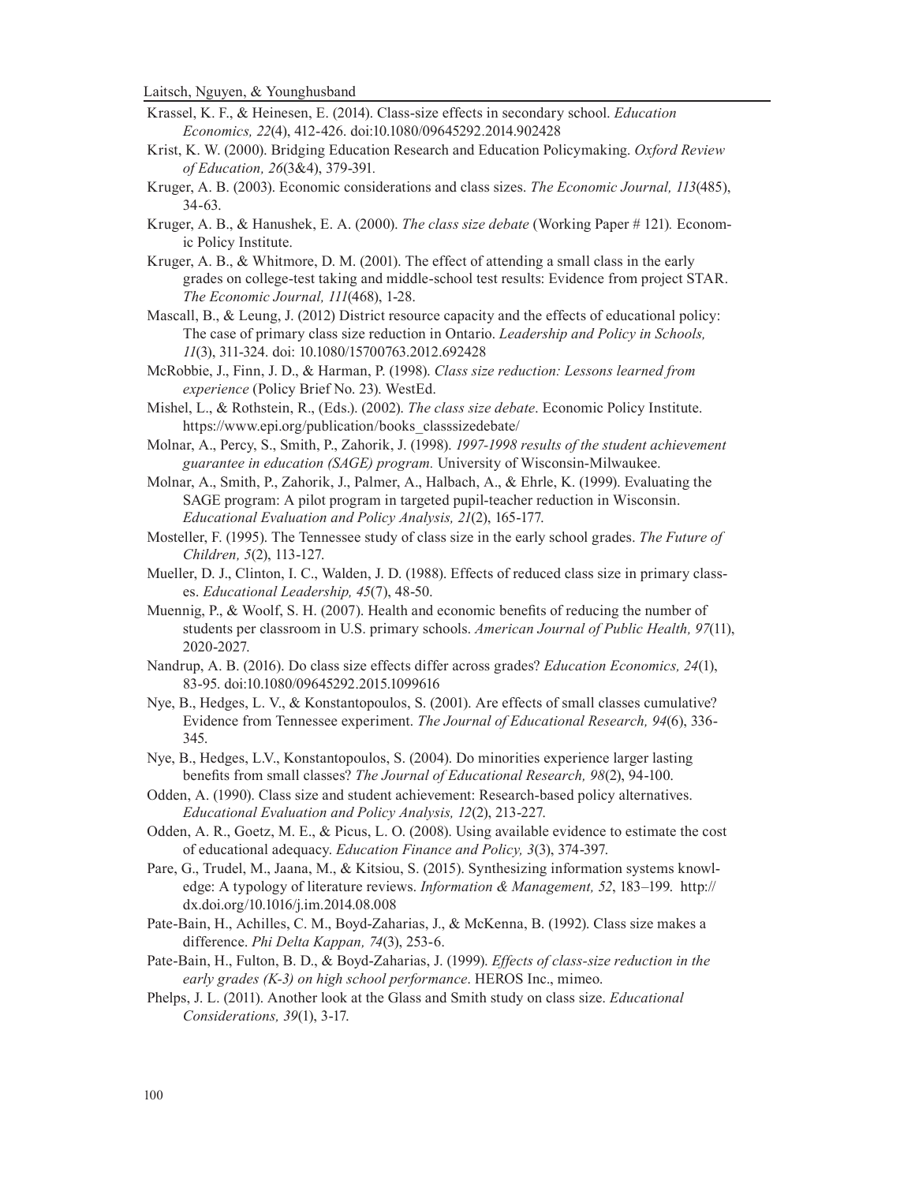Krassel, K. F., & Heinesen, E. (2014). Class-size effects in secondary school. *Education Economics, 22*(4), 412-426. doi:10.1080/09645292.2014.902428

Krist, K. W. (2000). Bridging Education Research and Education Policymaking. *Oxford Review of Education, 26*(3&4), 379-391.

Kruger, A. B. (2003). Economic considerations and class sizes. *The Economic Journal, 113*(485), 34-63.

Kruger, A. B., & Hanushek, E. A. (2000). *The class size debate* (Working Paper # 121). Economic Policy Institute.

Kruger, A. B., & Whitmore, D. M. (2001). The effect of attending a small class in the early grades on college-test taking and middle-school test results: Evidence from project STAR. *The Economic Journal, 111*(468), 1-28.

Mascall, B., & Leung, J. (2012) District resource capacity and the effects of educational policy: The case of primary class size reduction in Ontario. *Leadership and Policy in Schools, 11*(3), 311-324. doi: 10.1080/15700763.2012.692428

McRobbie, J., Finn, J. D., & Harman, P. (1998). *Class size reduction: Lessons learned from experience* (Policy Brief No. 23). WestEd.

Mishel, L., & Rothstein, R., (Eds.). (2002). *The class size debate*. Economic Policy Institute. https://www.epi.org/publication/books_classsizedebate/

Molnar, A., Percy, S., Smith, P., Zahorik, J. (1998). *1997-1998 results of the student achievement guarantee in education (SAGE) program.* University of Wisconsin-Milwaukee.

Molnar, A., Smith, P., Zahorik, J., Palmer, A., Halbach, A., & Ehrle, K. (1999). Evaluating the SAGE program: A pilot program in targeted pupil-teacher reduction in Wisconsin. *Educational Evaluation and Policy Analysis, 21*(2), 165-177.

Mosteller, F. (1995). The Tennessee study of class size in the early school grades. *The Future of Children, 5*(2), 113-127.

Mueller, D. J., Clinton, I. C., Walden, J. D. (1988). Effects of reduced class size in primary classes. *Educational Leadership, 45*(7), 48-50.

Muennig, P., & Woolf, S. H. (2007). Health and economic benefits of reducing the number of students per classroom in U.S. primary schools. *American Journal of Public Health, 97*(11), 2020-2027.

Nandrup, A. B. (2016). Do class size effects differ across grades? *Education Economics, 24*(1), 83-95. doi:10.1080/09645292.2015.1099616

Nye, B., Hedges, L. V., & Konstantopoulos, S. (2001). Are effects of small classes cumulative? Evidence from Tennessee experiment. *The Journal of Educational Research, 94*(6), 336-345.

Nye, B., Hedges, L.V., Konstantopoulos, S. (2004). Do minorities experience larger lasting benefits from small classes? *The Journal of Educational Research, 98*(2), 94-100.

Odden, A. (1990). Class size and student achievement: Research-based policy alternatives. *Educational Evaluation and Policy Analysis, 12*(2), 213-227.

Odden, A. R., Goetz, M. E., & Picus, L. O. (2008). Using available evidence to estimate the cost of educational adequacy. *Education Finance and Policy, 3*(3), 374-397.

Pare, G., Trudel, M., Jaana, M., & Kitsiou, S. (2015). Synthesizing information systems knowledge: A typology of literature reviews. *Information & Management, 52*, 183–199. http://dx.doi.org/10.1016/j.im.2014.08.008

Pate-Bain, H., Achilles, C. M., Boyd-Zaharias, J., & McKenna, B. (1992). Class size makes a difference. *Phi Delta Kappan, 74*(3), 253-6.

Pate-Bain, H., Fulton, B. D., & Boyd-Zaharias, J. (1999). *Effects of class-size reduction in the early grades (K-3) on high school performance*. HEROS Inc., mimeo.

Phelps, J. L. (2011). Another look at the Glass and Smith study on class size. *Educational Considerations, 39*(1), 3-17.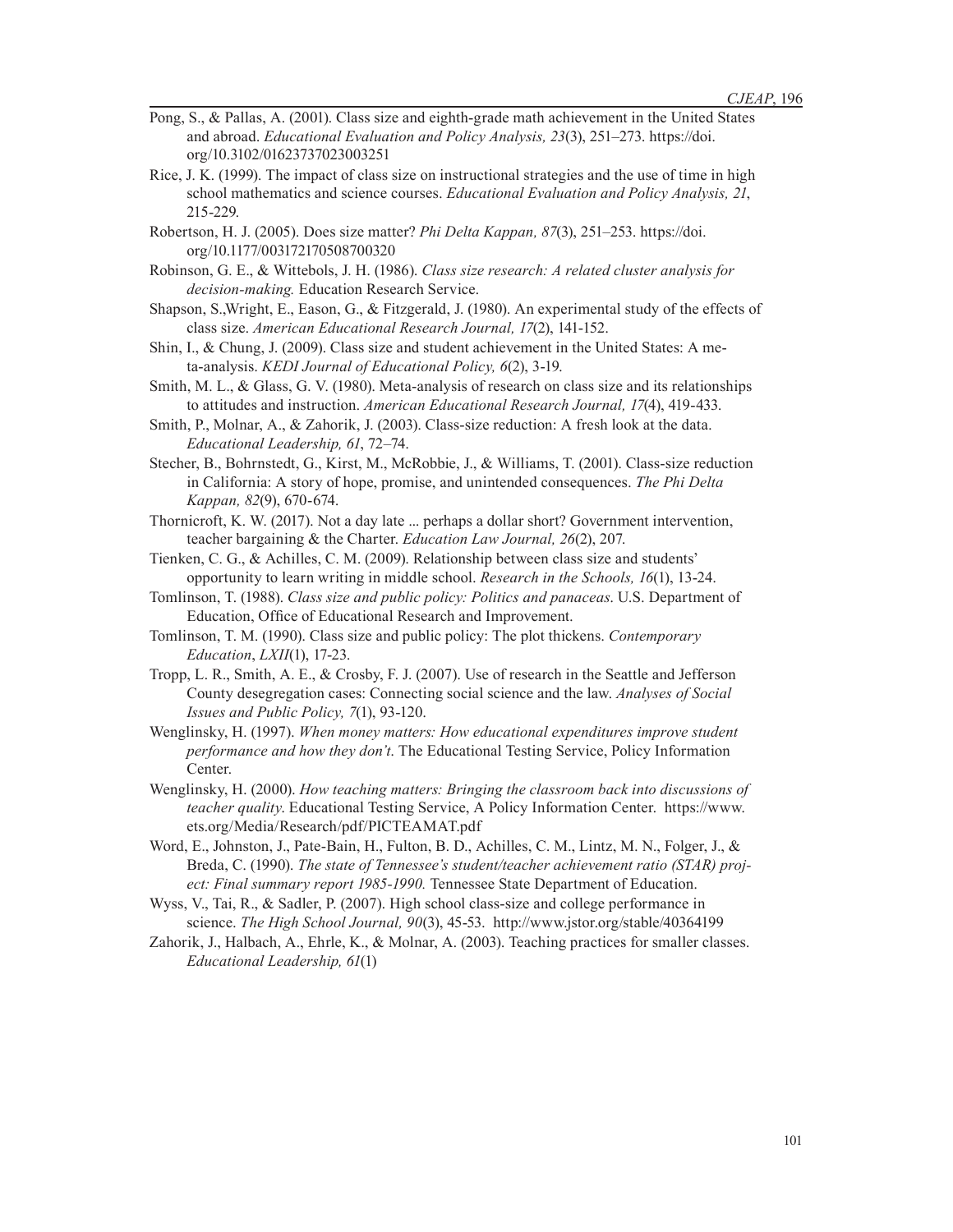Pong, S., & Pallas, A. (2001). Class size and eighth-grade math achievement in the United States and abroad. *Educational Evaluation and Policy Analysis, 23*(3), 251–273. https://doi.org/10.3102/01623737023003251

Rice, J. K. (1999). The impact of class size on instructional strategies and the use of time in high school mathematics and science courses. *Educational Evaluation and Policy Analysis, 21*, 215-229.

Robertson, H. J. (2005). Does size matter? *Phi Delta Kappan, 87*(3), 251–253. https://doi.org/10.1177/003172170508700320

Robinson, G. E., & Wittebols, J. H. (1986). *Class size research: A related cluster analysis for decision-making.* Education Research Service.

Shapson, S.,Wright, E., Eason, G., & Fitzgerald, J. (1980). An experimental study of the effects of class size. *American Educational Research Journal, 17*(2), 141-152.

Shin, I., & Chung, J. (2009). Class size and student achievement in the United States: A meta-analysis. *KEDI Journal of Educational Policy, 6*(2), 3-19.

Smith, M. L., & Glass, G. V. (1980). Meta-analysis of research on class size and its relationships to attitudes and instruction. *American Educational Research Journal, 17*(4), 419-433.

Smith, P., Molnar, A., & Zahorik, J. (2003). Class-size reduction: A fresh look at the data. *Educational Leadership, 61*, 72–74.

Stecher, B., Bohrnstedt, G., Kirst, M., McRobbie, J., & Williams, T. (2001). Class-size reduction in California: A story of hope, promise, and unintended consequences. *The Phi Delta Kappan, 82*(9), 670-674.

Thornicroft, K. W. (2017). Not a day late ... perhaps a dollar short? Government intervention, teacher bargaining & the Charter. *Education Law Journal, 26*(2), 207.

Tienken, C. G., & Achilles, C. M. (2009). Relationship between class size and students' opportunity to learn writing in middle school. *Research in the Schools, 16*(1), 13-24.

Tomlinson, T. (1988). *Class size and public policy: Politics and panaceas*. U.S. Department of Education, Office of Educational Research and Improvement.

Tomlinson, T. M. (1990). Class size and public policy: The plot thickens. *Contemporary Education*, *LXII*(1), 17-23.

Tropp, L. R., Smith, A. E., & Crosby, F. J. (2007). Use of research in the Seattle and Jefferson County desegregation cases: Connecting social science and the law. *Analyses of Social Issues and Public Policy, 7*(1), 93-120.

Wenglinsky, H. (1997). *When money matters: How educational expenditures improve student performance and how they don't*. The Educational Testing Service, Policy Information Center.

Wenglinsky, H. (2000). *How teaching matters: Bringing the classroom back into discussions of teacher quality*. Educational Testing Service, A Policy Information Center. https://www.ets.org/Media/Research/pdf/PICTEAMAT.pdf

Word, E., Johnston, J., Pate-Bain, H., Fulton, B. D., Achilles, C. M., Lintz, M. N., Folger, J., & Breda, C. (1990). *The state of Tennessee's student/teacher achievement ratio (STAR) project: Final summary report 1985-1990.* Tennessee State Department of Education.

Wyss, V., Tai, R., & Sadler, P. (2007). High school class-size and college performance in science. *The High School Journal, 90*(3), 45-53. http://www.jstor.org/stable/40364199

Zahorik, J., Halbach, A., Ehrle, K., & Molnar, A. (2003). Teaching practices for smaller classes. *Educational Leadership, 61*(1)